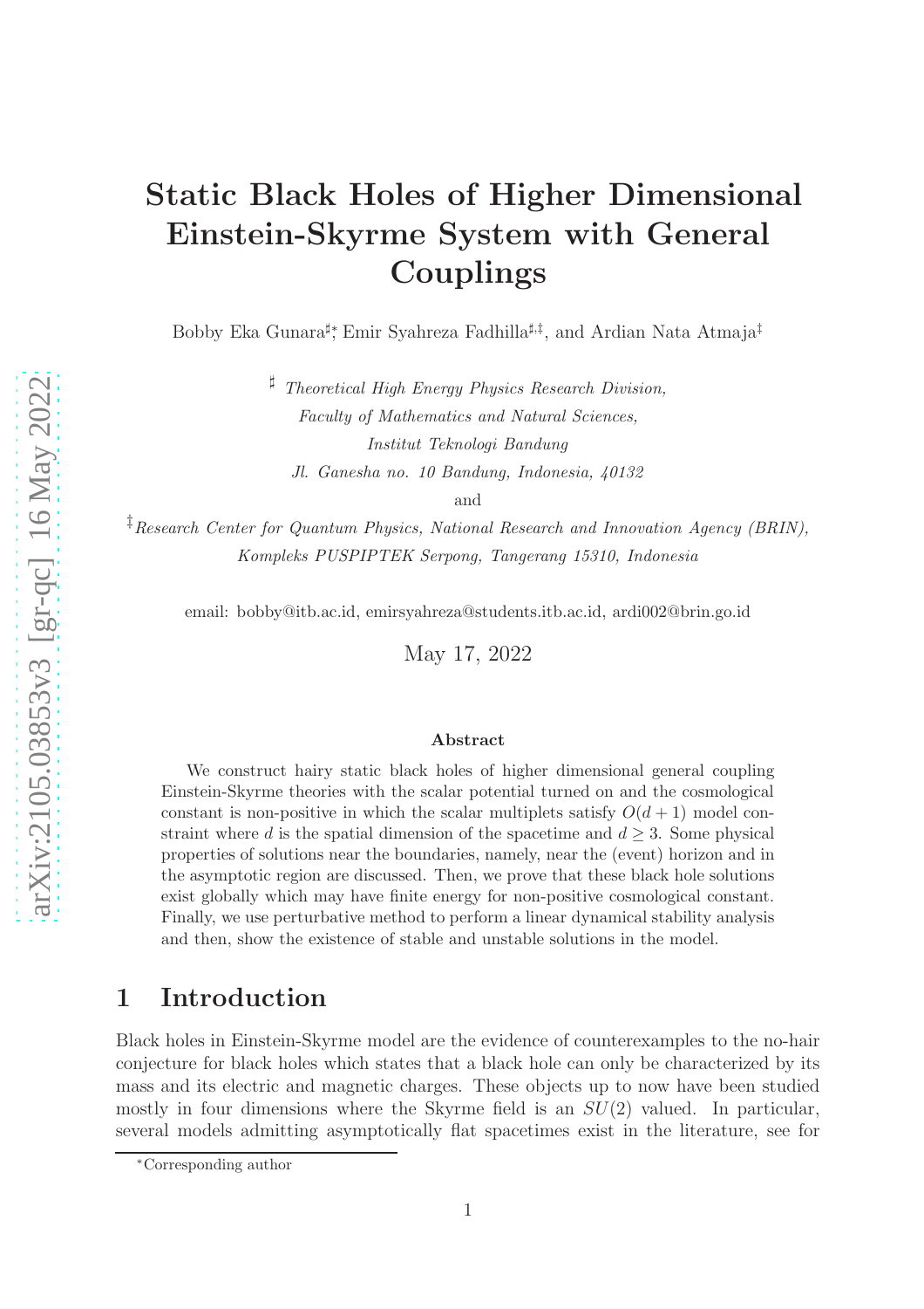# Static Black Holes of Higher Dimensional Einstein-Skyrme System with General Couplings

Bobby Eka Gunara[♯,*], Emir Syahreza Fadhilla[♯,‡], and Ardian Nata Atmaja[‡]

[♯] *Theoretical High Energy Physics Research Division,*
*Faculty of Mathematics and Natural Sciences,*
*Institut Teknologi Bandung*
*Jl. Ganesha no. 10 Bandung, Indonesia, 40132*

and

[‡] *Research Center for Quantum Physics, National Research and Innovation Agency (BRIN),*
*Kompleks PUSPIPTEK Serpong, Tangerang 15310, Indonesia*

email: bobby@itb.ac.id, emirsyahreza@students.itb.ac.id, ardi002@brin.go.id

May 17, 2022

### Abstract

We construct hairy static black holes of higher dimensional general coupling Einstein-Skyrme theories with the scalar potential turned on and the cosmological constant is non-positive in which the scalar multiplets satisfy $O(d+1)$ model constraint where $d$ is the spatial dimension of the spacetime and $d \geq 3$. Some physical properties of solutions near the boundaries, namely, near the (event) horizon and in the asymptotic region are discussed. Then, we prove that these black hole solutions exist globally which may have finite energy for non-positive cosmological constant. Finally, we use perturbative method to perform a linear dynamical stability analysis and then, show the existence of stable and unstable solutions in the model.

## 1 Introduction

Black holes in Einstein-Skyrme model are the evidence of counterexamples to the no-hair conjecture for black holes which states that a black hole can only be characterized by its mass and its electric and magnetic charges. These objects up to now have been studied mostly in four dimensions where the Skyrme field is an $SU(2)$ valued. In particular, several models admitting asymptotically flat spacetimes exist in the literature, see for

[*]Corresponding author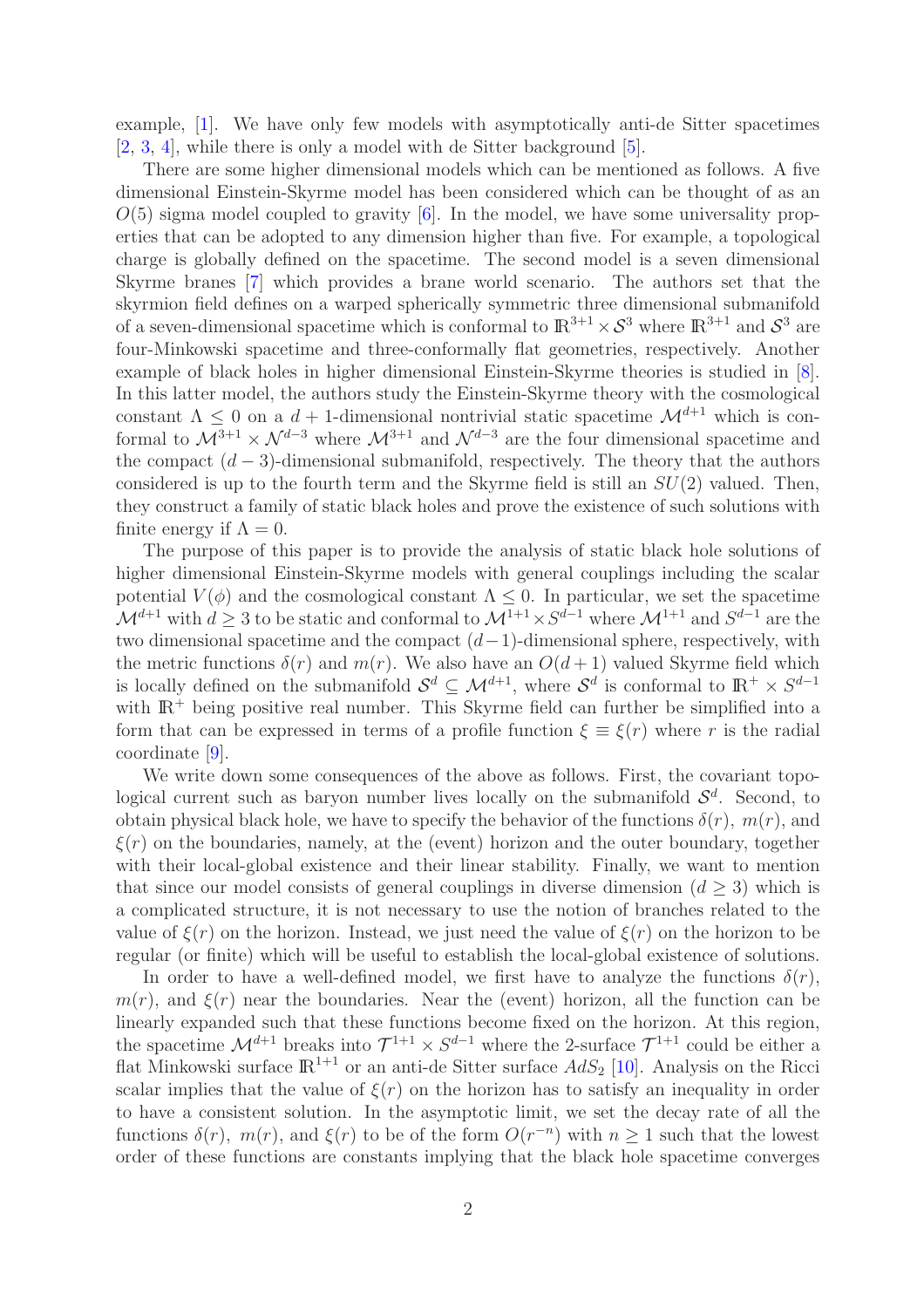example, [1]. We have only few models with asymptotically anti-de Sitter spacetimes [2, 3, 4], while there is only a model with de Sitter background [5].

There are some higher dimensional models which can be mentioned as follows. A five dimensional Einstein-Skyrme model has been considered which can be thought of as an $O(5)$ sigma model coupled to gravity [6]. In the model, we have some universality properties that can be adopted to any dimension higher than five. For example, a topological charge is globally defined on the spacetime. The second model is a seven dimensional Skyrme branes [7] which provides a brane world scenario. The authors set that the skyrmion field defines on a warped spherically symmetric three dimensional submanifold of a seven-dimensional spacetime which is conformal to $\mathbb{R}^{3+1} \times \mathcal{S}^3$ where $\mathbb{R}^{3+1}$ and $\mathcal{S}^3$ are four-Minkowski spacetime and three-conformally flat geometries, respectively. Another example of black holes in higher dimensional Einstein-Skyrme theories is studied in [8]. In this latter model, the authors study the Einstein-Skyrme theory with the cosmological constant $\Lambda \le 0$ on a $d+1$-dimensional nontrivial static spacetime $\mathcal{M}^{d+1}$ which is conformal to $\mathcal{M}^{3+1} \times \mathcal{N}^{d-3}$ where $\mathcal{M}^{3+1}$ and $\mathcal{N}^{d-3}$ are the four dimensional spacetime and the compact $(d-3)$-dimensional submanifold, respectively. The theory that the authors considered is up to the fourth term and the Skyrme field is still an $SU(2)$ valued. Then, they construct a family of static black holes and prove the existence of such solutions with finite energy if $\Lambda = 0$.

The purpose of this paper is to provide the analysis of static black hole solutions of higher dimensional Einstein-Skyrme models with general couplings including the scalar potential $V(\phi)$ and the cosmological constant $\Lambda \le 0$. In particular, we set the spacetime $\mathcal{M}^{d+1}$ with $d \ge 3$ to be static and conformal to $\mathcal{M}^{1+1} \times S^{d-1}$ where $\mathcal{M}^{1+1}$ and $S^{d-1}$ are the two dimensional spacetime and the compact $(d-1)$-dimensional sphere, respectively, with the metric functions $\delta(r)$ and $m(r)$. We also have an $O(d+1)$ valued Skyrme field which is locally defined on the submanifold $\mathcal{S}^d \subseteq \mathcal{M}^{d+1}$, where $\mathcal{S}^d$ is conformal to $\mathbb{R}^+ \times S^{d-1}$ with $\mathbb{R}^+$ being positive real number. This Skyrme field can further be simplified into a form that can be expressed in terms of a profile function $\xi \equiv \xi(r)$ where $r$ is the radial coordinate [9].

We write down some consequences of the above as follows. First, the covariant topological current such as baryon number lives locally on the submanifold $\mathcal{S}^d$. Second, to obtain physical black hole, we have to specify the behavior of the functions $\delta(r)$, $m(r)$, and $\xi(r)$ on the boundaries, namely, at the (event) horizon and the outer boundary, together with their local-global existence and their linear stability. Finally, we want to mention that since our model consists of general couplings in diverse dimension ($d \ge 3$) which is a complicated structure, it is not necessary to use the notion of branches related to the value of $\xi(r)$ on the horizon. Instead, we just need the value of $\xi(r)$ on the horizon to be regular (or finite) which will be useful to establish the local-global existence of solutions.

In order to have a well-defined model, we first have to analyze the functions $\delta(r)$, $m(r)$, and $\xi(r)$ near the boundaries. Near the (event) horizon, all the function can be linearly expanded such that these functions become fixed on the horizon. At this region, the spacetime $\mathcal{M}^{d+1}$ breaks into $\mathcal{T}^{1+1} \times S^{d-1}$ where the 2-surface $\mathcal{T}^{1+1}$ could be either a flat Minkowski surface $\mathbb{R}^{1+1}$ or an anti-de Sitter surface $AdS_2$ [10]. Analysis on the Ricci scalar implies that the value of $\xi(r)$ on the horizon has to satisfy an inequality in order to have a consistent solution. In the asymptotic limit, we set the decay rate of all the functions $\delta(r)$, $m(r)$, and $\xi(r)$ to be of the form $O(r^{-n})$ with $n \ge 1$ such that the lowest order of these functions are constants implying that the black hole spacetime converges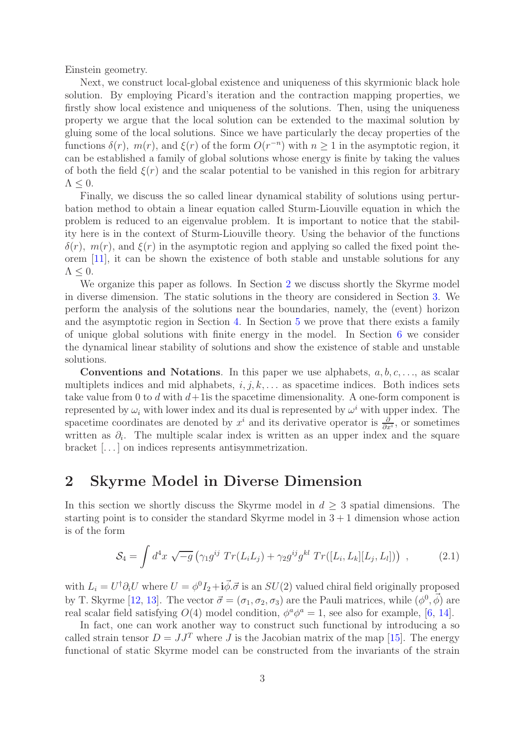Einstein geometry.

Next, we construct local-global existence and uniqueness of this skyrmionic black hole solution. By employing Picard's iteration and the contraction mapping properties, we firstly show local existence and uniqueness of the solutions. Then, using the uniqueness property we argue that the local solution can be extended to the maximal solution by gluing some of the local solutions. Since we have particularly the decay properties of the functions $\delta(r)$, $m(r)$, and $\xi(r)$ of the form $O(r^{-n})$ with $n \geq 1$ in the asymptotic region, it can be established a family of global solutions whose energy is finite by taking the values of both the field $\xi(r)$ and the scalar potential to be vanished in this region for arbitrary $\Lambda \leq 0$.

Finally, we discuss the so called linear dynamical stability of solutions using perturbation method to obtain a linear equation called Sturm-Liouville equation in which the problem is reduced to an eigenvalue problem. It is important to notice that the stability here is in the context of Sturm-Liouville theory. Using the behavior of the functions $\delta(r)$, $m(r)$, and $\xi(r)$ in the asymptotic region and applying so called the fixed point theorem [11], it can be shown the existence of both stable and unstable solutions for any $\Lambda \leq 0$.

We organize this paper as follows. In Section 2 we discuss shortly the Skyrme model in diverse dimension. The static solutions in the theory are considered in Section 3. We perform the analysis of the solutions near the boundaries, namely, the (event) horizon and the asymptotic region in Section 4. In Section 5 we prove that there exists a family of unique global solutions with finite energy in the model. In Section 6 we consider the dynamical linear stability of solutions and show the existence of stable and unstable solutions.

**Conventions and Notations**. In this paper we use alphabets, $a, b, c, \ldots$, as scalar multiplets indices and mid alphabets, $i, j, k, \ldots$ as spacetime indices. Both indices sets take value from 0 to $d$ with $d+1$is the spacetime dimensionality. A one-form component is represented by $\omega_i$ with lower index and its dual is represented by $\omega^i$ with upper index. The spacetime coordinates are denoted by $x^i$ and its derivative operator is $\frac{\partial}{\partial x^i}$, or sometimes written as $\partial_i$. The multiple scalar index is written as an upper index and the square bracket $[\ldots]$ on indices represents antisymmetrization.

## 2 Skyrme Model in Diverse Dimension

In this section we shortly discuss the Skyrme model in $d \geq 3$ spatial dimensions. The starting point is to consider the standard Skyrme model in $3+1$ dimension whose action is of the form

$$\mathcal{S}_4 = \int d^4x \, \sqrt{-g} \left( \gamma_1 g^{ij} \, Tr(L_i L_j) + \gamma_2 g^{ij} g^{kl} \, Tr([L_i, L_k][L_j, L_l]) \right) \,, \tag{2.1}$$

with $L_i = U^\dagger \partial_i U$ where $U = \phi^0 I_2 + \mathbf{i}\vec{\phi}.\vec{\sigma}$ is an $SU(2)$ valued chiral field originally proposed by T. Skyrme [12, 13]. The vector $\vec{\sigma} = (\sigma_1, \sigma_2, \sigma_3)$ are the Pauli matrices, while $(\phi^0, \vec{\phi})$ are real scalar field satisfying $O(4)$ model condition, $\phi^a \phi^a = 1$, see also for example, [6, 14].

In fact, one can work another way to construct such functional by introducing a so called strain tensor $D = JJ^T$ where $J$ is the Jacobian matrix of the map [15]. The energy functional of static Skyrme model can be constructed from the invariants of the strain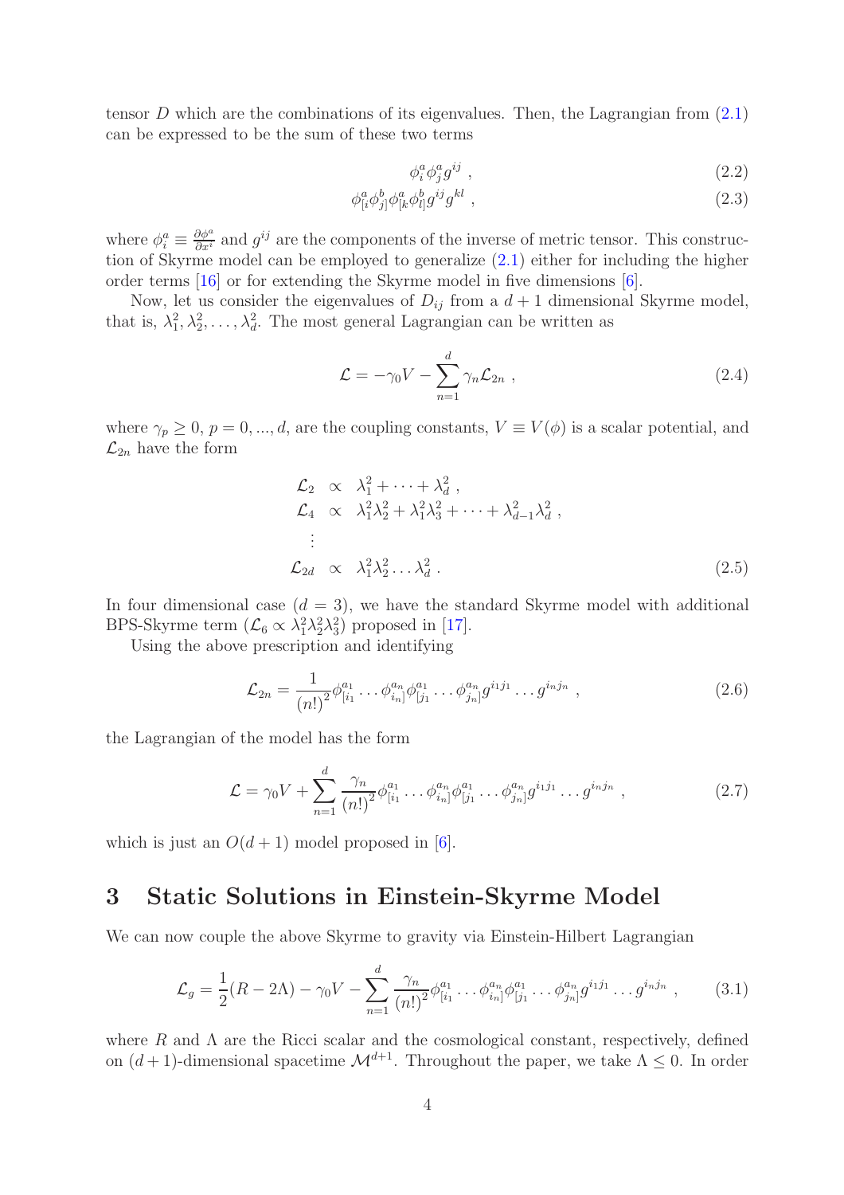tensor $D$ which are the combinations of its eigenvalues. Then, the Lagrangian from (2.1) can be expressed to be the sum of these two terms

$$\phi_i^a \phi_j^a g^{ij} \ , \tag{2.2}$$

$$\phi_{[i}^a \phi_{j]}^b \phi_{[k}^a \phi_{l]}^b g^{ij} g^{kl} \ , \tag{2.3}$$

where $\phi_i^a \equiv \frac{\partial \phi^a}{\partial x^i}$ and $g^{ij}$ are the components of the inverse of metric tensor. This construction of Skyrme model can be employed to generalize (2.1) either for including the higher order terms [16] or for extending the Skyrme model in five dimensions [6].

Now, let us consider the eigenvalues of $D_{ij}$ from a $d+1$ dimensional Skyrme model, that is, $\lambda_1^2, \lambda_2^2, \ldots, \lambda_d^2$. The most general Lagrangian can be written as

$$\mathcal{L} = -\gamma_0 V - \sum_{n=1}^{d} \gamma_n \mathcal{L}_{2n} \ , \tag{2.4}$$

where $\gamma_p \geq 0$, $p = 0, ..., d$, are the coupling constants, $V \equiv V(\phi)$ is a scalar potential, and $\mathcal{L}_{2n}$ have the form

$$\begin{aligned}
\mathcal{L}_2 &\propto \lambda_1^2 + \cdots + \lambda_d^2 \ , \\
\mathcal{L}_4 &\propto \lambda_1^2\lambda_2^2 + \lambda_1^2\lambda_3^2 + \cdots + \lambda_{d-1}^2\lambda_d^2 \ , \\
&\vdots \\
\mathcal{L}_{2d} &\propto \lambda_1^2\lambda_2^2 \ldots \lambda_d^2 \ .
\end{aligned} \tag{2.5}$$

In four dimensional case ($d = 3$), we have the standard Skyrme model with additional BPS-Skyrme term ($\mathcal{L}_6 \propto \lambda_1^2\lambda_2^2\lambda_3^2$) proposed in [17].

Using the above prescription and identifying

$$\mathcal{L}_{2n} = \frac{1}{(n!)^2} \phi_{[i_1}^{a_1} \ldots \phi_{i_n]}^{a_n} \phi_{[j_1}^{a_1} \ldots \phi_{j_n]}^{a_n} g^{i_1 j_1} \ldots g^{i_n j_n} \ , \tag{2.6}$$

the Lagrangian of the model has the form

$$\mathcal{L} = \gamma_0 V + \sum_{n=1}^{d} \frac{\gamma_n}{(n!)^2} \phi_{[i_1}^{a_1} \ldots \phi_{i_n]}^{a_n} \phi_{[j_1}^{a_1} \ldots \phi_{j_n]}^{a_n} g^{i_1 j_1} \ldots g^{i_n j_n} \ , \tag{2.7}$$

which is just an $O(d+1)$ model proposed in [6].

# 3 Static Solutions in Einstein-Skyrme Model

We can now couple the above Skyrme to gravity via Einstein-Hilbert Lagrangian

$$\mathcal{L}_g = \frac{1}{2}(R - 2\Lambda) - \gamma_0 V - \sum_{n=1}^{d} \frac{\gamma_n}{(n!)^2} \phi_{[i_1}^{a_1} \ldots \phi_{i_n]}^{a_n} \phi_{[j_1}^{a_1} \ldots \phi_{j_n]}^{a_n} g^{i_1 j_1} \ldots g^{i_n j_n} \ , \tag{3.1}$$

where $R$ and $\Lambda$ are the Ricci scalar and the cosmological constant, respectively, defined on $(d+1)$-dimensional spacetime $\mathcal{M}^{d+1}$. Throughout the paper, we take $\Lambda \leq 0$. In order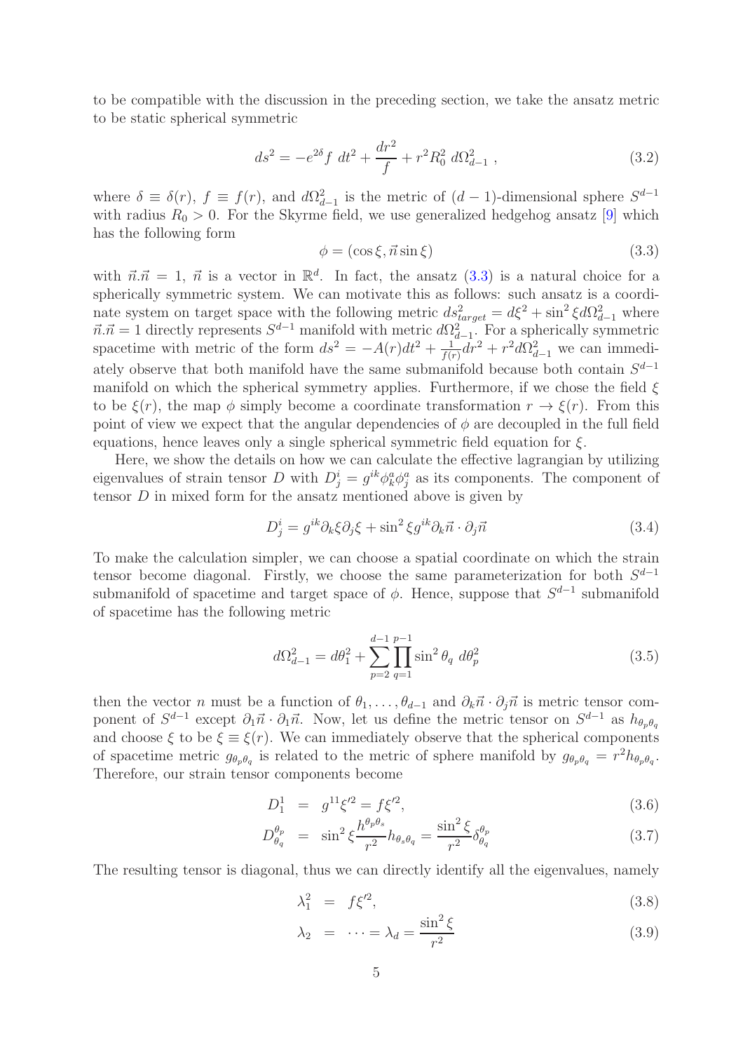to be compatible with the discussion in the preceding section, we take the ansatz metric to be static spherical symmetric

$$ds^2 = -e^{2\delta} f \; dt^2 + \frac{dr^2}{f} + r^2 R_0^2 \; d\Omega_{d-1}^2 \; , \tag{3.2}$$

where $\delta \equiv \delta(r)$, $f \equiv f(r)$, and $d\Omega_{d-1}^2$ is the metric of $(d-1)$-dimensional sphere $S^{d-1}$ with radius $R_0 > 0$. For the Skyrme field, we use generalized hedgehog ansatz [9] which has the following form

$$\phi = (\cos \xi, \vec{n} \sin \xi) \tag{3.3}$$

with $\vec{n}.\vec{n} = 1$, $\vec{n}$ is a vector in $\mathbb{R}^d$. In fact, the ansatz (3.3) is a natural choice for a spherically symmetric system. We can motivate this as follows: such ansatz is a coordinate system on target space with the following metric $ds^2_{target} = d\xi^2 + \sin^2 \xi d\Omega^2_{d-1}$ where $\vec{n}.\vec{n} = 1$ directly represents $S^{d-1}$ manifold with metric $d\Omega^2_{d-1}$. For a spherically symmetric spacetime with metric of the form $ds^2 = -A(r)dt^2 + \frac{1}{f(r)}dr^2 + r^2 d\Omega^2_{d-1}$ we can immediately observe that both manifold have the same submanifold because both contain $S^{d-1}$ manifold on which the spherical symmetry applies. Furthermore, if we chose the field $\xi$ to be $\xi(r)$, the map $\phi$ simply become a coordinate transformation $r \to \xi(r)$. From this point of view we expect that the angular dependencies of $\phi$ are decoupled in the full field equations, hence leaves only a single spherical symmetric field equation for $\xi$.

Here, we show the details on how we can calculate the effective lagrangian by utilizing eigenvalues of strain tensor $D$ with $D^i_j = g^{ik}\phi^a_k\phi^a_j$ as its components. The component of tensor $D$ in mixed form for the ansatz mentioned above is given by

$$D^i_j = g^{ik}\partial_k \xi \partial_j \xi + \sin^2 \xi g^{ik} \partial_k \vec{n} \cdot \partial_j \vec{n} \tag{3.4}$$

To make the calculation simpler, we can choose a spatial coordinate on which the strain tensor become diagonal. Firstly, we choose the same parameterization for both $S^{d-1}$ submanifold of spacetime and target space of $\phi$. Hence, suppose that $S^{d-1}$ submanifold of spacetime has the following metric

$$d\Omega^2_{d-1} = d\theta_1^2 + \sum_{p=2}^{d-1} \prod_{q=1}^{p-1} \sin^2 \theta_q \; d\theta_p^2 \tag{3.5}$$

then the vector $n$ must be a function of $\theta_1, \ldots, \theta_{d-1}$ and $\partial_k \vec{n} \cdot \partial_j \vec{n}$ is metric tensor component of $S^{d-1}$ except $\partial_1 \vec{n} \cdot \partial_1 \vec{n}$. Now, let us define the metric tensor on $S^{d-1}$ as $h_{\theta_p \theta_q}$ and choose $\xi$ to be $\xi \equiv \xi(r)$. We can immediately observe that the spherical components of spacetime metric $g_{\theta_p \theta_q}$ is related to the metric of sphere manifold by $g_{\theta_p \theta_q} = r^2 h_{\theta_p \theta_q}$. Therefore, our strain tensor components become

$$D^1_1 = g^{11}\xi'^2 = f\xi'^2, \tag{3.6}$$

$$D^{\theta_p}_{\theta_q} = \sin^2 \xi \frac{h^{\theta_p \theta_s}}{r^2} h_{\theta_s \theta_q} = \frac{\sin^2 \xi}{r^2} \delta^{\theta_p}_{\theta_q} \tag{3.7}$$

The resulting tensor is diagonal, thus we can directly identify all the eigenvalues, namely

$$\lambda_1^2 = f\xi'^2, \tag{3.8}$$

$$\lambda_2 = \cdots = \lambda_d = \frac{\sin^2 \xi}{r^2} \tag{3.9}$$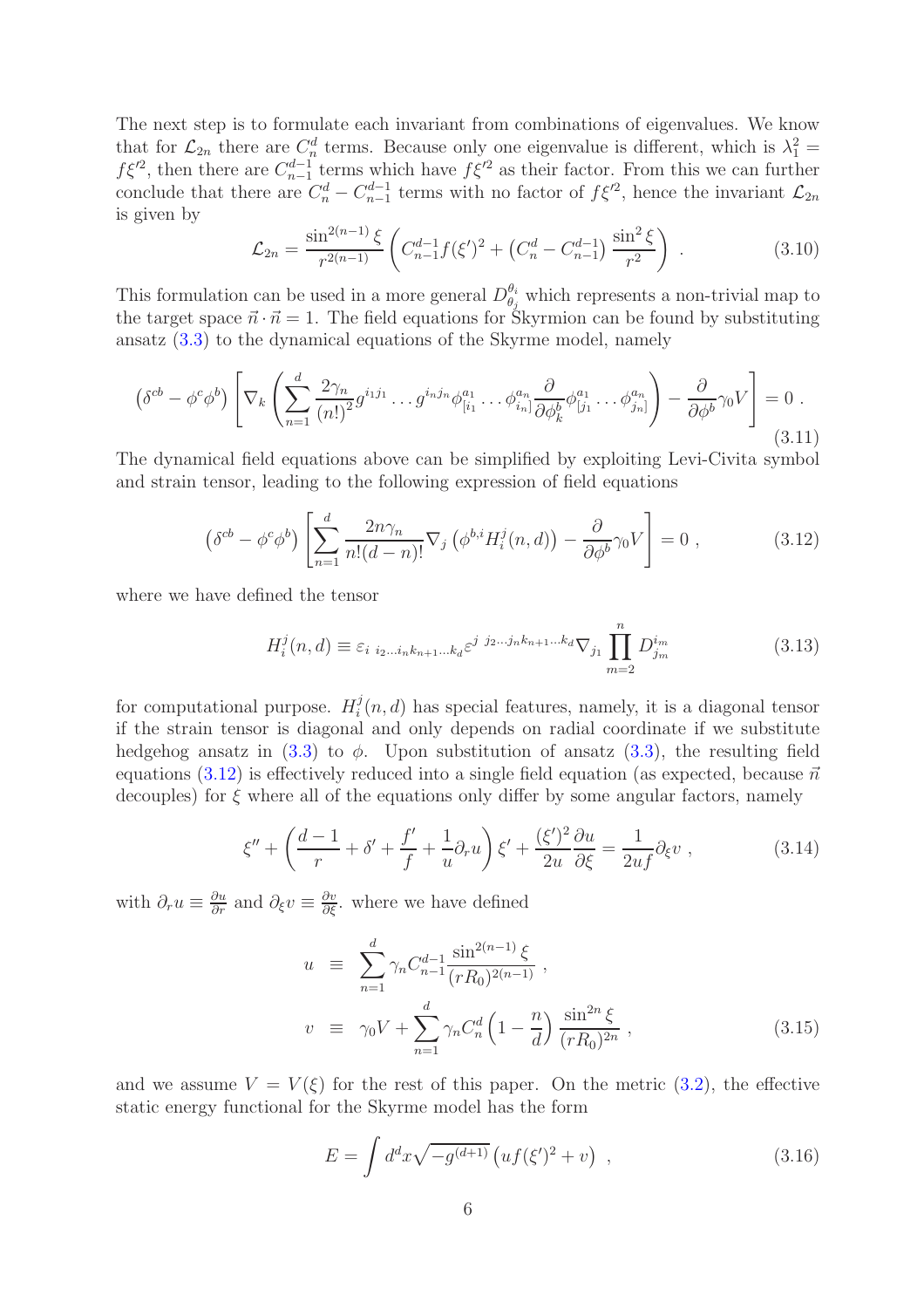The next step is to formulate each invariant from combinations of eigenvalues. We know that for $\mathcal{L}_{2n}$ there are $C^d_n$ terms. Because only one eigenvalue is different, which is $\lambda_1^2 = f\xi'^2$, then there are $C^{d-1}_{n-1}$ terms which have $f\xi'^2$ as their factor. From this we can further conclude that there are $C^d_n - C^{d-1}_{n-1}$ terms with no factor of $f\xi'^2$, hence the invariant $\mathcal{L}_{2n}$ is given by

$$\mathcal{L}_{2n} = \frac{\sin^{2(n-1)}\xi}{r^{2(n-1)}}\left(C^{d-1}_{n-1} f(\xi')^2 + \left(C^d_n - C^{d-1}_{n-1}\right)\frac{\sin^2\xi}{r^2}\right) . \tag{3.10}$$

This formulation can be used in a more general $D^{\theta_i}_{\theta_j}$ which represents a non-trivial map to the target space $\vec{n}\cdot\vec{n} = 1$. The field equations for Skyrmion can be found by substituting ansatz (3.3) to the dynamical equations of the Skyrme model, namely

$$\left(\delta^{cb} - \phi^c\phi^b\right)\left[\nabla_k\left(\sum_{n=1}^{d}\frac{2\gamma_n}{(n!)^2} g^{i_1 j_1}\ldots g^{i_n j_n}\phi^{a_1}_{[i_1}\ldots\phi^{a_n}_{i_n]}\frac{\partial}{\partial\phi^b_k}\phi^{a_1}_{[j_1}\ldots\phi^{a_n}_{j_n]}\right) - \frac{\partial}{\partial\phi^b}\gamma_0 V\right] = 0 . \tag{3.11}$$

The dynamical field equations above can be simplified by exploiting Levi-Civita symbol and strain tensor, leading to the following expression of field equations

$$\left(\delta^{cb} - \phi^c\phi^b\right)\left[\sum_{n=1}^{d}\frac{2n\gamma_n}{n!(d-n)!}\nabla_j\left(\phi^{b,i} H^j_i(n,d)\right) - \frac{\partial}{\partial\phi^b}\gamma_0 V\right] = 0 , \tag{3.12}$$

where we have defined the tensor

$$H^j_i(n,d) \equiv \varepsilon_{i\ i_2\ldots i_n k_{n+1}\ldots k_d}\varepsilon^{j\ j_2\ldots j_n k_{n+1}\ldots k_d}\nabla_{j_1}\prod_{m=2}^{n} D^{i_m}_{j_m} \tag{3.13}$$

for computational purpose. $H^j_i(n,d)$ has special features, namely, it is a diagonal tensor if the strain tensor is diagonal and only depends on radial coordinate if we substitute hedgehog ansatz in (3.3) to $\phi$. Upon substitution of ansatz (3.3), the resulting field equations (3.12) is effectively reduced into a single field equation (as expected, because $\vec{n}$ decouples) for $\xi$ where all of the equations only differ by some angular factors, namely

$$\xi'' + \left(\frac{d-1}{r} + \delta' + \frac{f'}{f} + \frac{1}{u}\partial_r u\right)\xi' + \frac{(\xi')^2}{2u}\frac{\partial u}{\partial\xi} = \frac{1}{2uf}\partial_\xi v , \tag{3.14}$$

with $\partial_r u \equiv \frac{\partial u}{\partial r}$ and $\partial_\xi v \equiv \frac{\partial v}{\partial \xi}$. where we have defined

$$\begin{aligned} u &\equiv \sum_{n=1}^{d}\gamma_n C^{d-1}_{n-1}\frac{\sin^{2(n-1)}\xi}{(rR_0)^{2(n-1)}} , \\ v &\equiv \gamma_0 V + \sum_{n=1}^{d}\gamma_n C^d_n\left(1 - \frac{n}{d}\right)\frac{\sin^{2n}\xi}{(rR_0)^{2n}} , \end{aligned} \tag{3.15}$$

and we assume $V = V(\xi)$ for the rest of this paper. On the metric (3.2), the effective static energy functional for the Skyrme model has the form

$$E = \int d^d x\sqrt{-g^{(d+1)}}\left(uf(\xi')^2 + v\right) , \tag{3.16}$$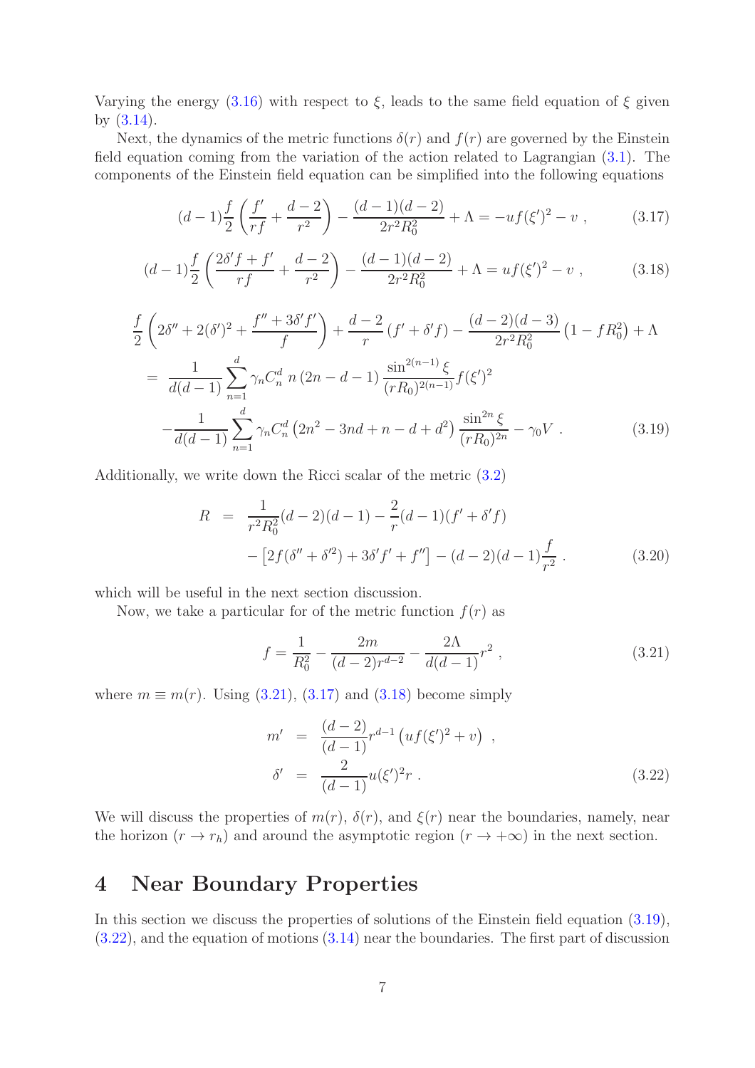Varying the energy (3.16) with respect to $\xi$, leads to the same field equation of $\xi$ given by (3.14).

Next, the dynamics of the metric functions $\delta(r)$ and $f(r)$ are governed by the Einstein field equation coming from the variation of the action related to Lagrangian (3.1). The components of the Einstein field equation can be simplified into the following equations

$$
(d-1)\frac{f}{2}\left(\frac{f'}{rf}+\frac{d-2}{r^2}\right)-\frac{(d-1)(d-2)}{2r^2R_0^2}+\Lambda=-uf(\xi')^2-v\ , \tag{3.17}
$$

$$
(d-1)\frac{f}{2}\left(\frac{2\delta' f+f'}{rf}+\frac{d-2}{r^2}\right)-\frac{(d-1)(d-2)}{2r^2R_0^2}+\Lambda=uf(\xi')^2-v\ , \tag{3.18}
$$

$$
\begin{aligned}
&\frac{f}{2}\left(2\delta''+2(\delta')^2+\frac{f''+3\delta' f'}{f}\right)+\frac{d-2}{r}\left(f'+\delta' f\right)-\frac{(d-2)(d-3)}{2r^2R_0^2}\left(1-fR_0^2\right)+\Lambda\\
&=\ \frac{1}{d(d-1)}\sum_{n=1}^{d}\gamma_n C_n^d\ n\left(2n-d-1\right)\frac{\sin^{2(n-1)}\xi}{(rR_0)^{2(n-1)}}f(\xi')^2\\
&\quad -\frac{1}{d(d-1)}\sum_{n=1}^{d}\gamma_n C_n^d\left(2n^2-3nd+n-d+d^2\right)\frac{\sin^{2n}\xi}{(rR_0)^{2n}}-\gamma_0 V\ .
\end{aligned} \tag{3.19}
$$

Additionally, we write down the Ricci scalar of the metric (3.2)

$$
\begin{aligned}
R\ &=\ \frac{1}{r^2R_0^2}(d-2)(d-1)-\frac{2}{r}(d-1)(f'+\delta' f)\\
&\quad -\left[2f(\delta''+\delta'^2)+3\delta' f'+f''\right]-(d-2)(d-1)\frac{f}{r^2}\ .
\end{aligned} \tag{3.20}
$$

which will be useful in the next section discussion.

Now, we take a particular for of the metric function $f(r)$ as

$$
f=\frac{1}{R_0^2}-\frac{2m}{(d-2)r^{d-2}}-\frac{2\Lambda}{d(d-1)}r^2\ , \tag{3.21}
$$

where $m\equiv m(r)$. Using (3.21), (3.17) and (3.18) become simply

$$
\begin{aligned}
m'\ &=\ \frac{(d-2)}{(d-1)}r^{d-1}\left(uf(\xi')^2+v\right)\ ,\\
\delta'\ &=\ \frac{2}{(d-1)}u(\xi')^2 r\ .
\end{aligned} \tag{3.22}
$$

We will discuss the properties of $m(r)$, $\delta(r)$, and $\xi(r)$ near the boundaries, namely, near the horizon ($r\to r_h$) and around the asymptotic region ($r\to+\infty$) in the next section.

# 4 Near Boundary Properties

In this section we discuss the properties of solutions of the Einstein field equation (3.19), (3.22), and the equation of motions (3.14) near the boundaries. The first part of discussion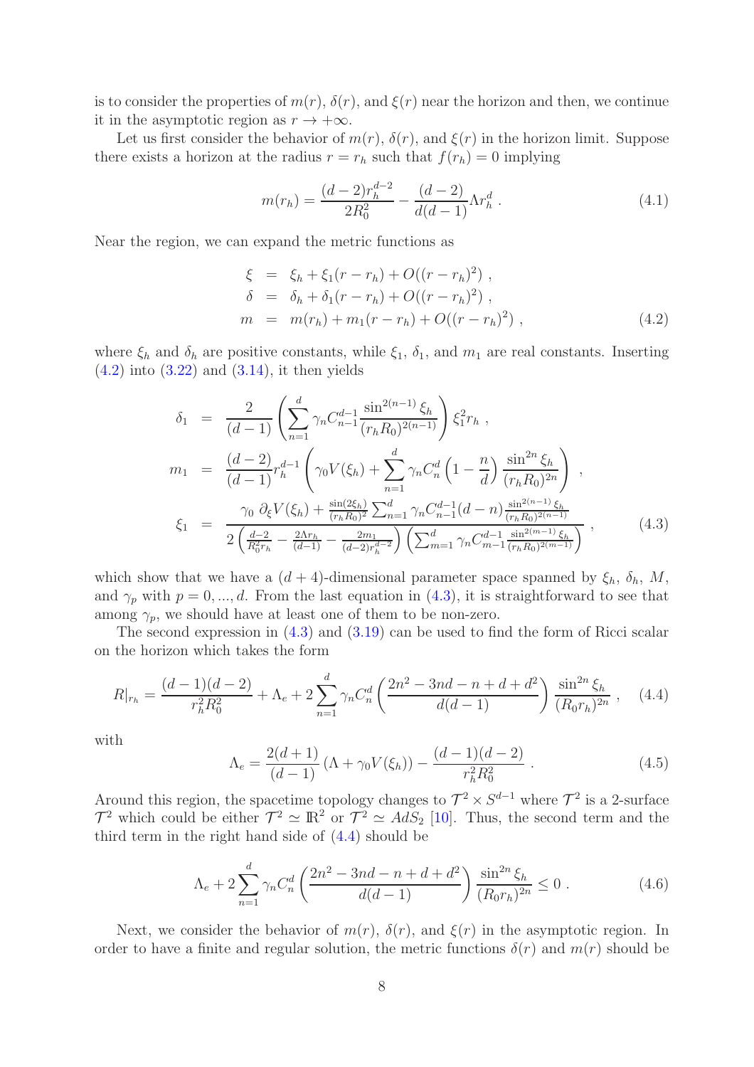is to consider the properties of $m(r)$, $\delta(r)$, and $\xi(r)$ near the horizon and then, we continue it in the asymptotic region as $r \to +\infty$.

Let us first consider the behavior of $m(r)$, $\delta(r)$, and $\xi(r)$ in the horizon limit. Suppose there exists a horizon at the radius $r = r_h$ such that $f(r_h) = 0$ implying

$$m(r_h) = \frac{(d-2)r_h^{d-2}}{2R_0^2} - \frac{(d-2)}{d(d-1)}\Lambda r_h^d \ . \tag{4.1}$$

Near the region, we can expand the metric functions as

$$\begin{aligned}
\xi &= \xi_h + \xi_1(r - r_h) + O((r - r_h)^2) \ , \\
\delta &= \delta_h + \delta_1(r - r_h) + O((r - r_h)^2) \ , \\
m &= m(r_h) + m_1(r - r_h) + O((r - r_h)^2) \ ,
\end{aligned} \tag{4.2}$$

where $\xi_h$ and $\delta_h$ are positive constants, while $\xi_1$, $\delta_1$, and $m_1$ are real constants. Inserting (4.2) into (3.22) and (3.14), it then yields

$$\begin{aligned}
\delta_1 &= \frac{2}{(d-1)}\left(\sum_{n=1}^{d}\gamma_n C_{n-1}^{d-1}\frac{\sin^{2(n-1)}\xi_h}{(r_h R_0)^{2(n-1)}}\right)\xi_1^2 r_h \ , \\
m_1 &= \frac{(d-2)}{(d-1)} r_h^{d-1}\left(\gamma_0 V(\xi_h) + \sum_{n=1}^{d}\gamma_n C_n^d\left(1 - \frac{n}{d}\right)\frac{\sin^{2n}\xi_h}{(r_h R_0)^{2n}}\right) \ , \\
\xi_1 &= \frac{\gamma_0\ \partial_\xi V(\xi_h) + \frac{\sin(2\xi_h)}{(r_h R_0)^2}\sum_{n=1}^{d}\gamma_n C_{n-1}^{d-1}(d-n)\frac{\sin^{2(n-1)}\xi_h}{(r_h R_0)^{2(n-1)}}}{2\left(\frac{d-2}{R_0^2 r_h} - \frac{2\Lambda r_h}{(d-1)} - \frac{2m_1}{(d-2)r_h^{d-2}}\right)\left(\sum_{m=1}^{d}\gamma_n C_{m-1}^{d-1}\frac{\sin^{2(m-1)}\xi_h}{(r_h R_0)^{2(m-1)}}\right)} \ ,
\end{aligned} \tag{4.3}$$

which show that we have a $(d+4)$-dimensional parameter space spanned by $\xi_h$, $\delta_h$, $M$, and $\gamma_p$ with $p = 0, ..., d$. From the last equation in (4.3), it is straightforward to see that among $\gamma_p$, we should have at least one of them to be non-zero.

The second expression in (4.3) and (3.19) can be used to find the form of Ricci scalar on the horizon which takes the form

$$R|_{r_h} = \frac{(d-1)(d-2)}{r_h^2 R_0^2} + \Lambda_e + 2\sum_{n=1}^{d}\gamma_n C_n^d\left(\frac{2n^2 - 3nd - n + d + d^2}{d(d-1)}\right)\frac{\sin^{2n}\xi_h}{(R_0 r_h)^{2n}} \ , \tag{4.4}$$

with

$$\Lambda_e = \frac{2(d+1)}{(d-1)}\left(\Lambda + \gamma_0 V(\xi_h)\right) - \frac{(d-1)(d-2)}{r_h^2 R_0^2} \ . \tag{4.5}$$

Around this region, the spacetime topology changes to $\mathcal{T}^2 \times S^{d-1}$ where $\mathcal{T}^2$ is a 2-surface $\mathcal{T}^2$ which could be either $\mathcal{T}^2 \simeq \mathbb{R}^2$ or $\mathcal{T}^2 \simeq AdS_2$ [10]. Thus, the second term and the third term in the right hand side of (4.4) should be

$$\Lambda_e + 2\sum_{n=1}^{d}\gamma_n C_n^d\left(\frac{2n^2 - 3nd - n + d + d^2}{d(d-1)}\right)\frac{\sin^{2n}\xi_h}{(R_0 r_h)^{2n}} \le 0 \ . \tag{4.6}$$

Next, we consider the behavior of $m(r)$, $\delta(r)$, and $\xi(r)$ in the asymptotic region. In order to have a finite and regular solution, the metric functions $\delta(r)$ and $m(r)$ should be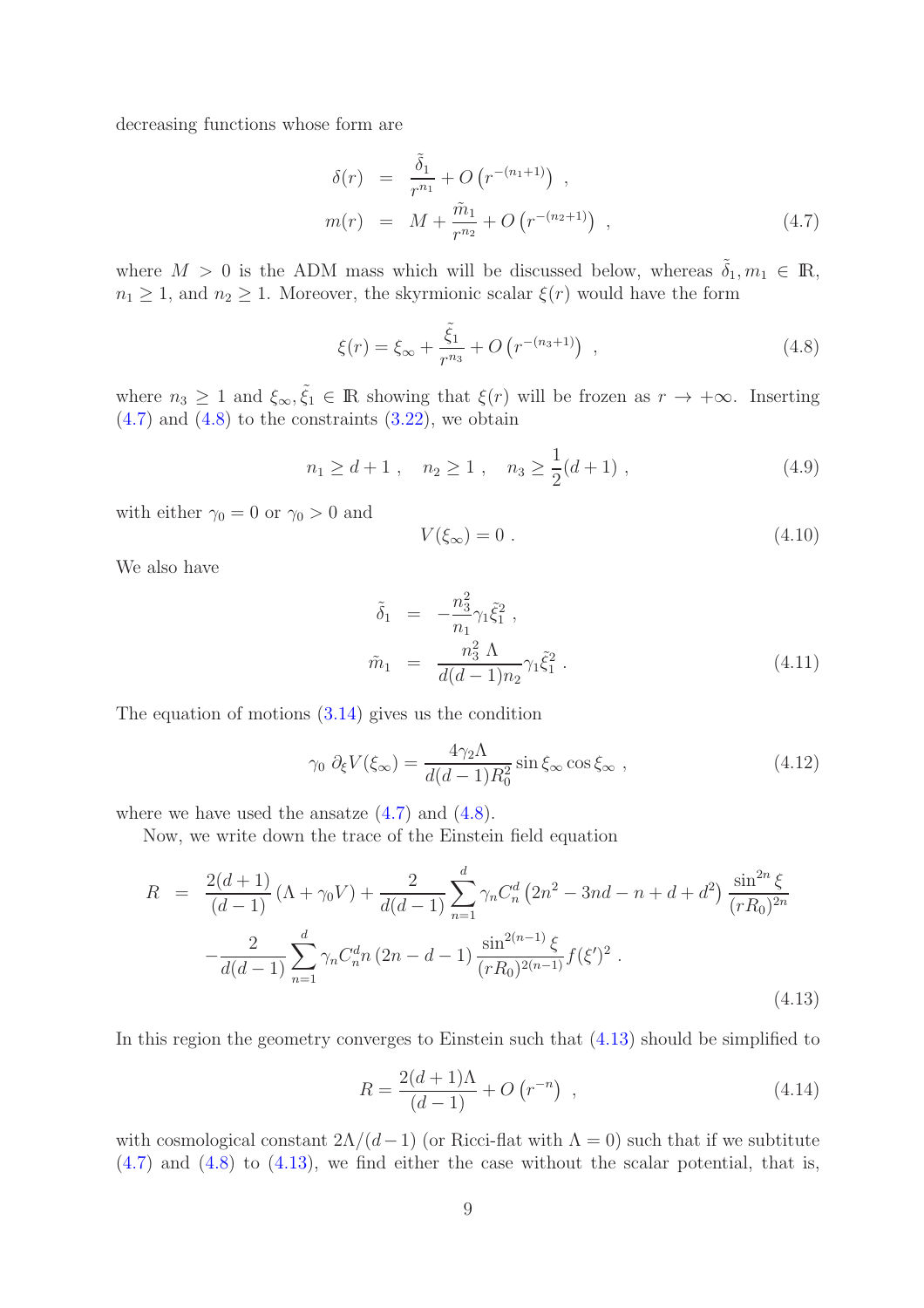decreasing functions whose form are

$$
\begin{aligned}
\delta(r) &= \frac{\tilde{\delta}_1}{r^{n_1}} + O\left(r^{-(n_1+1)}\right) \ , \\
m(r) &= M + \frac{\tilde{m}_1}{r^{n_2}} + O\left(r^{-(n_2+1)}\right) \ ,
\end{aligned}
\tag{4.7}
$$

where $M > 0$ is the ADM mass which will be discussed below, whereas $\tilde{\delta}_1, m_1 \in \mathbb{R}$, $n_1 \geq 1$, and $n_2 \geq 1$. Moreover, the skyrmionic scalar $\xi(r)$ would have the form

$$
\xi(r) = \xi_\infty + \frac{\tilde{\xi}_1}{r^{n_3}} + O\left(r^{-(n_3+1)}\right) \ , \tag{4.8}
$$

where $n_3 \geq 1$ and $\xi_\infty, \tilde{\xi}_1 \in \mathbb{R}$ showing that $\xi(r)$ will be frozen as $r \to +\infty$. Inserting (4.7) and (4.8) to the constraints (3.22), we obtain

$$
n_1 \geq d+1 \ , \quad n_2 \geq 1 \ , \quad n_3 \geq \frac{1}{2}(d+1) \ , \tag{4.9}
$$

with either $\gamma_0 = 0$ or $\gamma_0 > 0$ and

$$
V(\xi_\infty) = 0 \ . \tag{4.10}
$$

We also have

$$
\begin{aligned}
\tilde{\delta}_1 &= -\frac{n_3^2}{n_1}\gamma_1 \tilde{\xi}_1^2 \ , \\
\tilde{m}_1 &= \frac{n_3^2 \ \Lambda}{d(d-1)n_2}\gamma_1 \tilde{\xi}_1^2 \ .
\end{aligned}
\tag{4.11}
$$

The equation of motions (3.14) gives us the condition

$$
\gamma_0 \ \partial_\xi V(\xi_\infty) = \frac{4\gamma_2 \Lambda}{d(d-1)R_0^2} \sin\xi_\infty \cos\xi_\infty \ , \tag{4.12}
$$

where we have used the ansatze (4.7) and (4.8).

Now, we write down the trace of the Einstein field equation

$$
\begin{aligned}
R &= \frac{2(d+1)}{(d-1)}\left(\Lambda + \gamma_0 V\right) + \frac{2}{d(d-1)} \sum_{n=1}^{d} \gamma_n C_n^d \left(2n^2 - 3nd - n + d + d^2\right) \frac{\sin^{2n}\xi}{(rR_0)^{2n}} \\
&\quad - \frac{2}{d(d-1)} \sum_{n=1}^{d} \gamma_n C_n^d n \left(2n - d - 1\right) \frac{\sin^{2(n-1)}\xi}{(rR_0)^{2(n-1)}} f(\xi')^2 \ .
\end{aligned}
\tag{4.13}
$$

In this region the geometry converges to Einstein such that (4.13) should be simplified to

$$
R = \frac{2(d+1)\Lambda}{(d-1)} + O\left(r^{-n}\right) \ , \tag{4.14}
$$

with cosmological constant $2\Lambda/(d-1)$ (or Ricci-flat with $\Lambda = 0$) such that if we subtitute (4.7) and (4.8) to (4.13), we find either the case without the scalar potential, that is,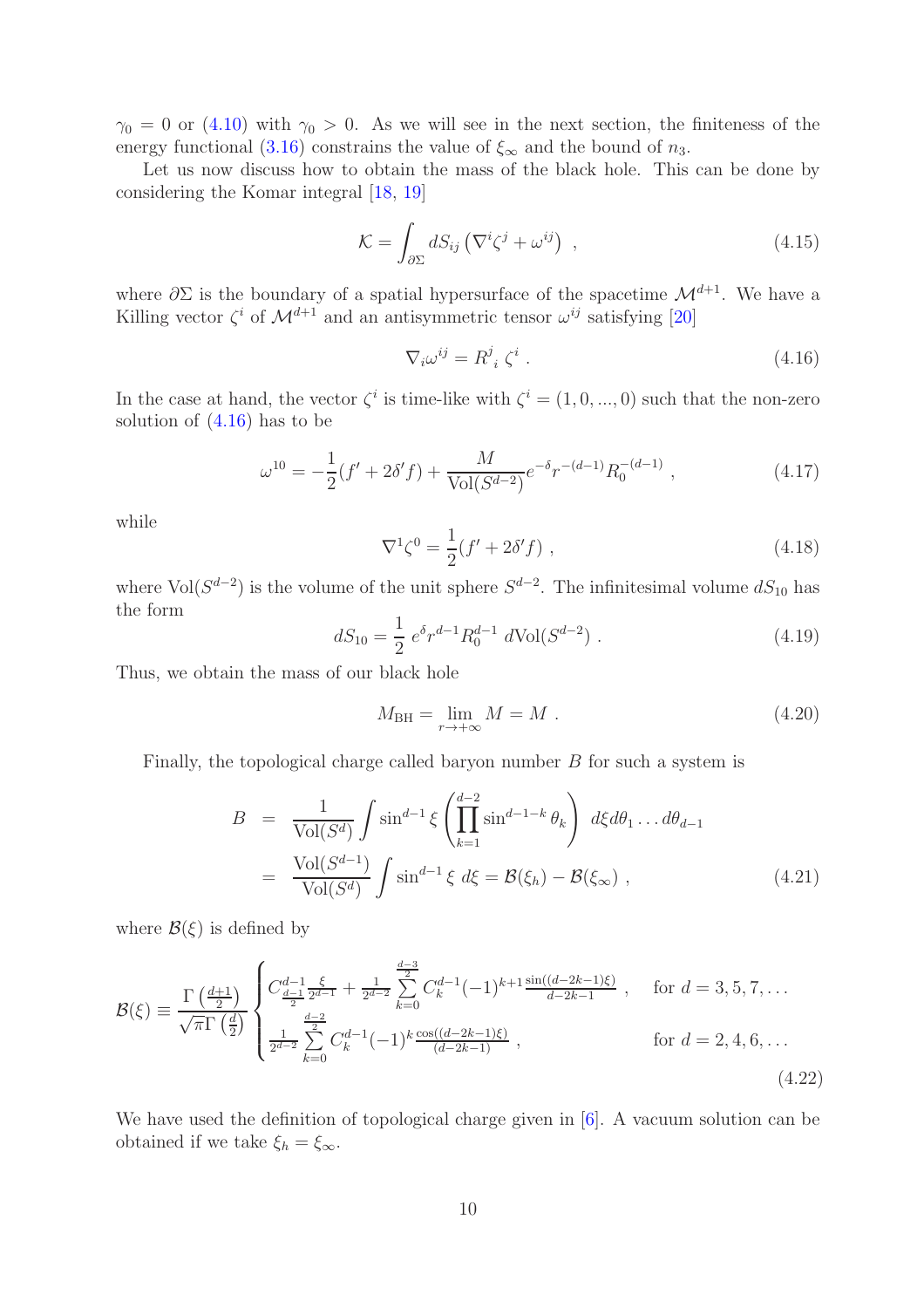$\gamma_0 = 0$ or (4.10) with $\gamma_0 > 0$. As we will see in the next section, the finiteness of the energy functional (3.16) constrains the value of $\xi_\infty$ and the bound of $n_3$.

Let us now discuss how to obtain the mass of the black hole. This can be done by considering the Komar integral [18, 19]

$$\mathcal{K} = \int_{\partial\Sigma} dS_{ij} \left( \nabla^i \zeta^j + \omega^{ij} \right) \ , \tag{4.15}$$

where $\partial\Sigma$ is the boundary of a spatial hypersurface of the spacetime $\mathcal{M}^{d+1}$. We have a Killing vector $\zeta^i$ of $\mathcal{M}^{d+1}$ and an antisymmetric tensor $\omega^{ij}$ satisfying [20]

$$\nabla_i \omega^{ij} = R^j_{\ i} \, \zeta^i \ . \tag{4.16}$$

In the case at hand, the vector $\zeta^i$ is time-like with $\zeta^i = (1, 0, ..., 0)$ such that the non-zero solution of (4.16) has to be

$$\omega^{10} = -\frac{1}{2}(f' + 2\delta' f) + \frac{M}{\mathrm{Vol}(S^{d-2})} e^{-\delta} r^{-(d-1)} R_0^{-(d-1)} \ , \tag{4.17}$$

while

$$\nabla^1 \zeta^0 = \frac{1}{2}(f' + 2\delta' f) \ , \tag{4.18}$$

where $\mathrm{Vol}(S^{d-2})$ is the volume of the unit sphere $S^{d-2}$. The infinitesimal volume $dS_{10}$ has the form

$$dS_{10} = \frac{1}{2} \, e^{\delta} r^{d-1} R_0^{d-1} \; d\mathrm{Vol}(S^{d-2}) \ . \tag{4.19}$$

Thus, we obtain the mass of our black hole

$$M_{\mathrm{BH}} = \lim_{r \to +\infty} M = M \ . \tag{4.20}$$

Finally, the topological charge called baryon number $B$ for such a system is

$$\begin{aligned} B &= \frac{1}{\mathrm{Vol}(S^d)} \int \sin^{d-1} \xi \left( \prod_{k=1}^{d-2} \sin^{d-1-k} \theta_k \right) \, d\xi d\theta_1 \ldots d\theta_{d-1} \\ &= \frac{\mathrm{Vol}(S^{d-1})}{\mathrm{Vol}(S^d)} \int \sin^{d-1} \xi \; d\xi = \mathcal{B}(\xi_h) - \mathcal{B}(\xi_\infty) \ , \end{aligned} \tag{4.21}$$

where $\mathcal{B}(\xi)$ is defined by

$$\mathcal{B}(\xi) \equiv \frac{\Gamma\left(\frac{d+1}{2}\right)}{\sqrt{\pi}\,\Gamma\left(\frac{d}{2}\right)} \begin{cases} C^{d-1}_{\frac{d-1}{2}} \frac{\xi}{2^{d-1}} + \frac{1}{2^{d-2}} \sum\limits_{k=0}^{\frac{d-3}{2}} C^{d-1}_k (-1)^{k+1} \frac{\sin((d-2k-1)\xi)}{d-2k-1} \ , & \text{for } d = 3, 5, 7, \ldots \\ \frac{1}{2^{d-2}} \sum\limits_{k=0}^{\frac{d-2}{2}} C^{d-1}_k (-1)^k \frac{\cos((d-2k-1)\xi)}{(d-2k-1)} \ , & \text{for } d = 2, 4, 6, \ldots \end{cases} \tag{4.22}$$

We have used the definition of topological charge given in [6]. A vacuum solution can be obtained if we take $\xi_h = \xi_\infty$.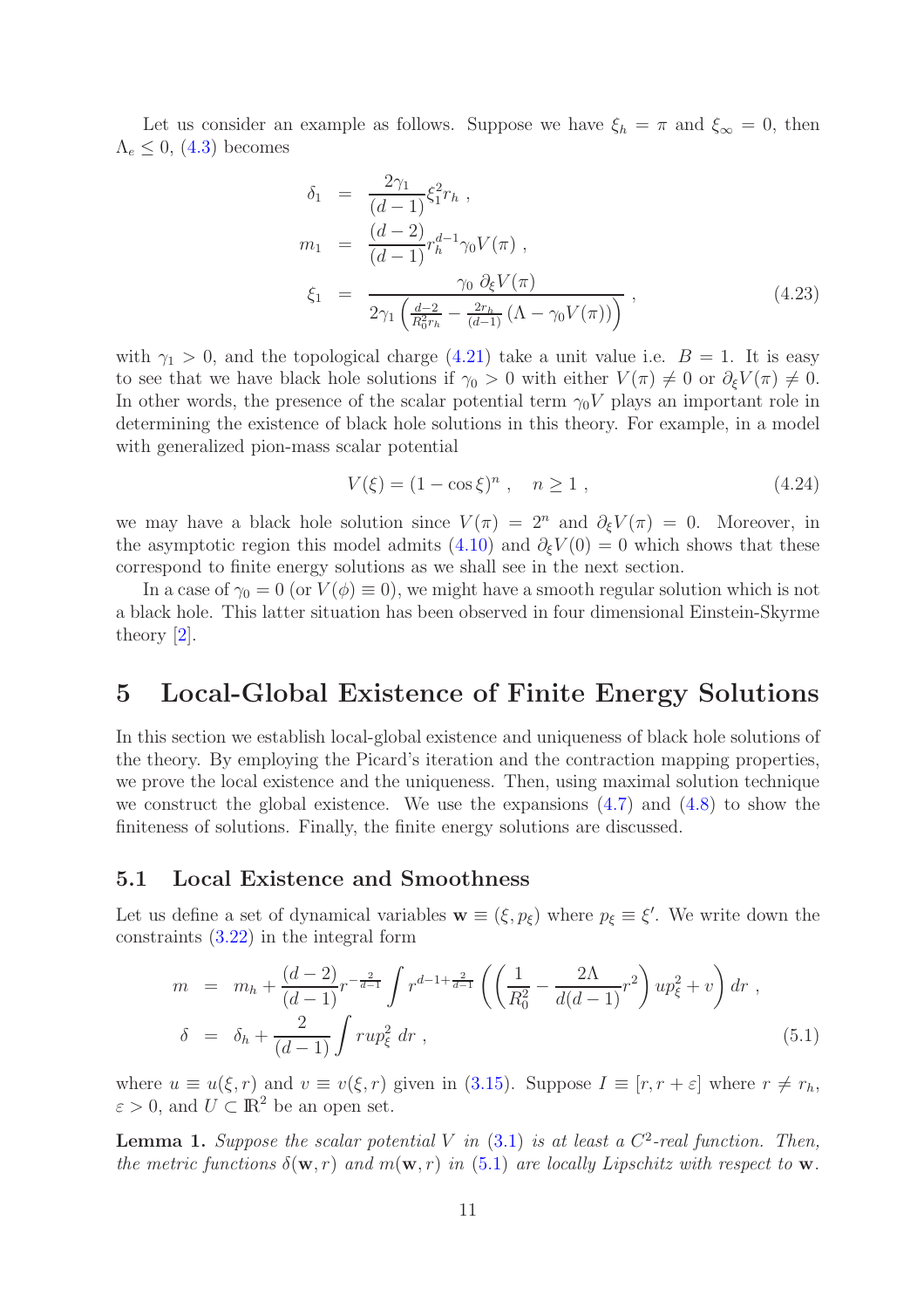Let us consider an example as follows. Suppose we have $\xi_h = \pi$ and $\xi_\infty = 0$, then $\Lambda_e \leq 0$, (4.3) becomes

$$
\begin{aligned}
\delta_1 &= \frac{2\gamma_1}{(d-1)}\xi_1^2 r_h \ , \\
m_1 &= \frac{(d-2)}{(d-1)} r_h^{d-1}\gamma_0 V(\pi) \ , \\
\xi_1 &= \frac{\gamma_0 \ \partial_\xi V(\pi)}{2\gamma_1 \left(\frac{d-2}{R_0^2 r_h} - \frac{2r_h}{(d-1)}\left(\Lambda - \gamma_0 V(\pi)\right)\right)} \ ,
\end{aligned}
\tag{4.23}
$$

with $\gamma_1 > 0$, and the topological charge (4.21) take a unit value i.e. $B = 1$. It is easy to see that we have black hole solutions if $\gamma_0 > 0$ with either $V(\pi) \neq 0$ or $\partial_\xi V(\pi) \neq 0$. In other words, the presence of the scalar potential term $\gamma_0 V$ plays an important role in determining the existence of black hole solutions in this theory. For example, in a model with generalized pion-mass scalar potential

$$
V(\xi) = (1 - \cos\xi)^n \ , \quad n \geq 1 \ , \tag{4.24}
$$

we may have a black hole solution since $V(\pi) = 2^n$ and $\partial_\xi V(\pi) = 0$. Moreover, in the asymptotic region this model admits (4.10) and $\partial_\xi V(0) = 0$ which shows that these correspond to finite energy solutions as we shall see in the next section.

In a case of $\gamma_0 = 0$ (or $V(\phi) \equiv 0$), we might have a smooth regular solution which is not a black hole. This latter situation has been observed in four dimensional Einstein-Skyrme theory [2].

# 5 Local-Global Existence of Finite Energy Solutions

In this section we establish local-global existence and uniqueness of black hole solutions of the theory. By employing the Picard's iteration and the contraction mapping properties, we prove the local existence and the uniqueness. Then, using maximal solution technique we construct the global existence. We use the expansions (4.7) and (4.8) to show the finiteness of solutions. Finally, the finite energy solutions are discussed.

## 5.1 Local Existence and Smoothness

Let us define a set of dynamical variables $\mathbf{w} \equiv (\xi, p_\xi)$ where $p_\xi \equiv \xi'$. We write down the constraints (3.22) in the integral form

$$
\begin{aligned}
m &= m_h + \frac{(d-2)}{(d-1)} r^{-\frac{2}{d-1}} \int r^{d-1+\frac{2}{d-1}} \left( \left( \frac{1}{R_0^2} - \frac{2\Lambda}{d(d-1)} r^2 \right) u p_\xi^2 + v \right) dr \ , \\
\delta &= \delta_h + \frac{2}{(d-1)} \int r u p_\xi^2 \ dr \ ,
\end{aligned}
\tag{5.1}
$$

where $u \equiv u(\xi, r)$ and $v \equiv v(\xi, r)$ given in (3.15). Suppose $I \equiv [r, r+\varepsilon]$ where $r \neq r_h$, $\varepsilon > 0$, and $U \subset \mathbb{R}^2$ be an open set.

**Lemma 1.** *Suppose the scalar potential $V$ in (3.1) is at least a $C^2$-real function. Then, the metric functions $\delta(\mathbf{w}, r)$ and $m(\mathbf{w}, r)$ in (5.1) are locally Lipschitz with respect to $\mathbf{w}$.*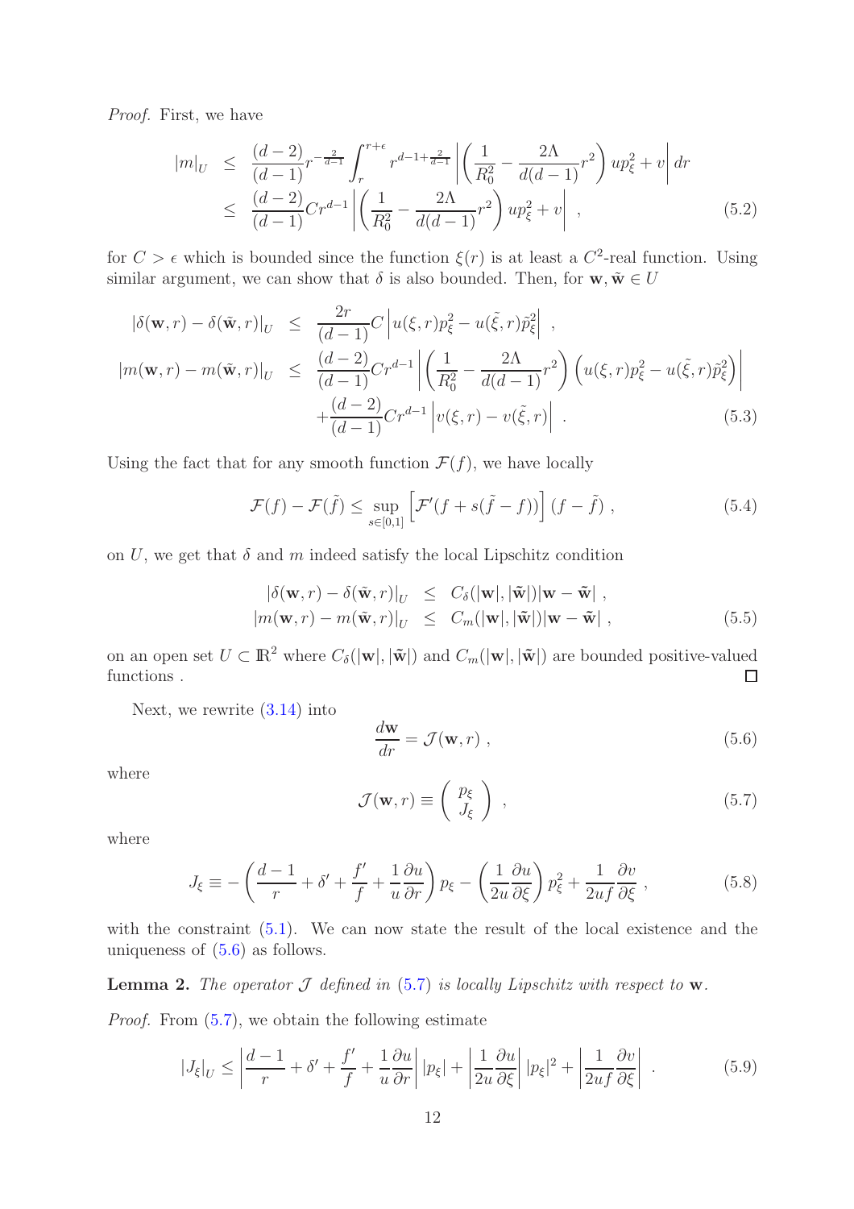*Proof.* First, we have

$$
\begin{aligned}
|m|_U &\leq \frac{(d-2)}{(d-1)} r^{-\frac{2}{d-1}} \int_r^{r+\epsilon} r^{d-1+\frac{2}{d-1}} \left| \left( \frac{1}{R_0^2} - \frac{2\Lambda}{d(d-1)} r^2 \right) u p_\xi^2 + v \right| dr \\
&\leq \frac{(d-2)}{(d-1)} C r^{d-1} \left| \left( \frac{1}{R_0^2} - \frac{2\Lambda}{d(d-1)} r^2 \right) u p_\xi^2 + v \right| ,
\end{aligned}
\tag{5.2}
$$

for $C > \epsilon$ which is bounded since the function $\xi(r)$ is at least a $C^2$-real function. Using similar argument, we can show that $\delta$ is also bounded. Then, for $\mathbf{w}, \tilde{\mathbf{w}} \in U$

$$
\begin{aligned}
|\delta(\mathbf{w}, r) - \delta(\tilde{\mathbf{w}}, r)|_U &\leq \frac{2r}{(d-1)} C \left| u(\xi, r) p_\xi^2 - u(\tilde{\xi}, r) \tilde{p}_\xi^2 \right| , \\
|m(\mathbf{w}, r) - m(\tilde{\mathbf{w}}, r)|_U &\leq \frac{(d-2)}{(d-1)} C r^{d-1} \left| \left( \frac{1}{R_0^2} - \frac{2\Lambda}{d(d-1)} r^2 \right) \left( u(\xi, r) p_\xi^2 - u(\tilde{\xi}, r) \tilde{p}_\xi^2 \right) \right| \\
&\quad + \frac{(d-2)}{(d-1)} C r^{d-1} \left| v(\xi, r) - v(\tilde{\xi}, r) \right| .
\end{aligned}
\tag{5.3}
$$

Using the fact that for any smooth function $\mathcal{F}(f)$, we have locally

$$
\mathcal{F}(f) - \mathcal{F}(\tilde{f}) \leq \sup_{s \in [0,1]} \left[ \mathcal{F}'(f + s(\tilde{f} - f)) \right] (f - \tilde{f}) ,
\tag{5.4}
$$

on $U$, we get that $\delta$ and $m$ indeed satisfy the local Lipschitz condition

$$
\begin{aligned}
|\delta(\mathbf{w}, r) - \delta(\tilde{\mathbf{w}}, r)|_U &\leq C_\delta(|\mathbf{w}|, |\tilde{\mathbf{w}}|) |\mathbf{w} - \tilde{\mathbf{w}}| , \\
|m(\mathbf{w}, r) - m(\tilde{\mathbf{w}}, r)|_U &\leq C_m(|\mathbf{w}|, |\tilde{\mathbf{w}}|) |\mathbf{w} - \tilde{\mathbf{w}}| ,
\end{aligned}
\tag{5.5}
$$

on an open set $U \subset \mathbb{R}^2$ where $C_\delta(|\mathbf{w}|, |\tilde{\mathbf{w}}|)$ and $C_m(|\mathbf{w}|, |\tilde{\mathbf{w}}|)$ are bounded positive-valued functions . □

Next, we rewrite (3.14) into

$$
\frac{d\mathbf{w}}{dr} = \mathcal{J}(\mathbf{w}, r) ,
\tag{5.6}
$$

where

$$
\mathcal{J}(\mathbf{w}, r) \equiv \begin{pmatrix} p_\xi \\ J_\xi \end{pmatrix} ,
\tag{5.7}
$$

where

$$
J_\xi \equiv - \left( \frac{d-1}{r} + \delta' + \frac{f'}{f} + \frac{1}{u} \frac{\partial u}{\partial r} \right) p_\xi - \left( \frac{1}{2u} \frac{\partial u}{\partial \xi} \right) p_\xi^2 + \frac{1}{2uf} \frac{\partial v}{\partial \xi} ,
\tag{5.8}
$$

with the constraint (5.1). We can now state the result of the local existence and the uniqueness of (5.6) as follows.

**Lemma 2.** *The operator $\mathcal{J}$ defined in (5.7) is locally Lipschitz with respect to $\mathbf{w}$.*

*Proof.* From (5.7), we obtain the following estimate

$$
|J_\xi|_U \leq \left| \frac{d-1}{r} + \delta' + \frac{f'}{f} + \frac{1}{u} \frac{\partial u}{\partial r} \right| |p_\xi| + \left| \frac{1}{2u} \frac{\partial u}{\partial \xi} \right| |p_\xi|^2 + \left| \frac{1}{2uf} \frac{\partial v}{\partial \xi} \right| .
\tag{5.9}
$$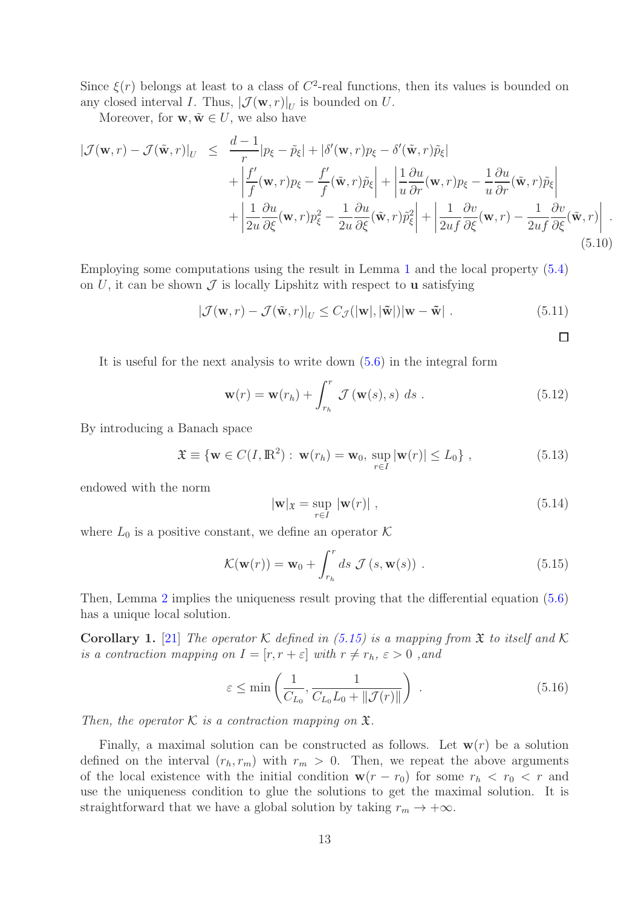Since $\xi(r)$ belongs at least to a class of $C^2$-real functions, then its values is bounded on any closed interval $I$. Thus, $|\mathcal{J}(\mathbf{w}, r)|_U$ is bounded on $U$.

Moreover, for $\mathbf{w}, \tilde{\mathbf{w}} \in U$, we also have

$$
\begin{aligned}
|\mathcal{J}(\mathbf{w}, r) - \mathcal{J}(\tilde{\mathbf{w}}, r)|_U \leq \; & \frac{d-1}{r}|p_\xi - \tilde{p}_\xi| + |\delta'(\mathbf{w}, r)p_\xi - \delta'(\tilde{\mathbf{w}}, r)\tilde{p}_\xi| \\
& + \left|\frac{f'}{f}(\mathbf{w}, r)p_\xi - \frac{f'}{f}(\tilde{\mathbf{w}}, r)\tilde{p}_\xi\right| + \left|\frac{1}{u}\frac{\partial u}{\partial r}(\mathbf{w}, r)p_\xi - \frac{1}{u}\frac{\partial u}{\partial r}(\tilde{\mathbf{w}}, r)\tilde{p}_\xi\right| \\
& + \left|\frac{1}{2u}\frac{\partial u}{\partial \xi}(\mathbf{w}, r)p_\xi^2 - \frac{1}{2u}\frac{\partial u}{\partial \xi}(\tilde{\mathbf{w}}, r)\tilde{p}_\xi^2\right| + \left|\frac{1}{2uf}\frac{\partial v}{\partial \xi}(\mathbf{w}, r) - \frac{1}{2uf}\frac{\partial v}{\partial \xi}(\tilde{\mathbf{w}}, r)\right| \; .
\end{aligned}
\tag{5.10}
$$

Employing some computations using the result in Lemma 1 and the local property (5.4) on $U$, it can be shown $\mathcal{J}$ is locally Lipshitz with respect to $\mathbf{u}$ satisfying

$$
|\mathcal{J}(\mathbf{w}, r) - \mathcal{J}(\tilde{\mathbf{w}}, r)|_U \leq C_{\mathcal{J}}(|\mathbf{w}|, |\tilde{\mathbf{w}}|)|\mathbf{w} - \tilde{\mathbf{w}}| \; . \tag{5.11}
$$

□

It is useful for the next analysis to write down (5.6) in the integral form

$$
\mathbf{w}(r) = \mathbf{w}(r_h) + \int_{r_h}^{r} \mathcal{J}\left(\mathbf{w}(s), s\right)\, ds \; . \tag{5.12}
$$

By introducing a Banach space

$$
\mathfrak{X} \equiv \{\mathbf{w} \in C(I, \mathbb{R}^2) : \; \mathbf{w}(r_h) = \mathbf{w}_0, \; \sup_{r \in I}|\mathbf{w}(r)| \leq L_0\} \; , \tag{5.13}
$$

endowed with the norm

$$
|\mathbf{w}|_{\mathfrak{X}} = \sup_{r \in I} |\mathbf{w}(r)| \; , \tag{5.14}
$$

where $L_0$ is a positive constant, we define an operator $\mathcal{K}$

$$
\mathcal{K}(\mathbf{w}(r)) = \mathbf{w}_0 + \int_{r_h}^{r} ds \; \mathcal{J}\left(s, \mathbf{w}(s)\right) \; . \tag{5.15}
$$

Then, Lemma 2 implies the uniqueness result proving that the differential equation (5.6) has a unique local solution.

**Corollary 1.** [21] *The operator $\mathcal{K}$ defined in (5.15) is a mapping from $\mathfrak{X}$ to itself and $\mathcal{K}$ is a contraction mapping on $I = [r, r + \varepsilon]$ with $r \neq r_h$, $\varepsilon > 0$ ,and*

$$
\varepsilon \leq \min\left(\frac{1}{C_{L_0}}, \frac{1}{C_{L_0}L_0 + \|\mathcal{J}(r)\|}\right) \; . \tag{5.16}
$$

*Then, the operator $\mathcal{K}$ is a contraction mapping on $\mathfrak{X}$.*

Finally, a maximal solution can be constructed as follows. Let $\mathbf{w}(r)$ be a solution defined on the interval $(r_h, r_m)$ with $r_m > 0$. Then, we repeat the above arguments of the local existence with the initial condition $\mathbf{w}(r - r_0)$ for some $r_h < r_0 < r$ and use the uniqueness condition to glue the solutions to get the maximal solution. It is straightforward that we have a global solution by taking $r_m \to +\infty$.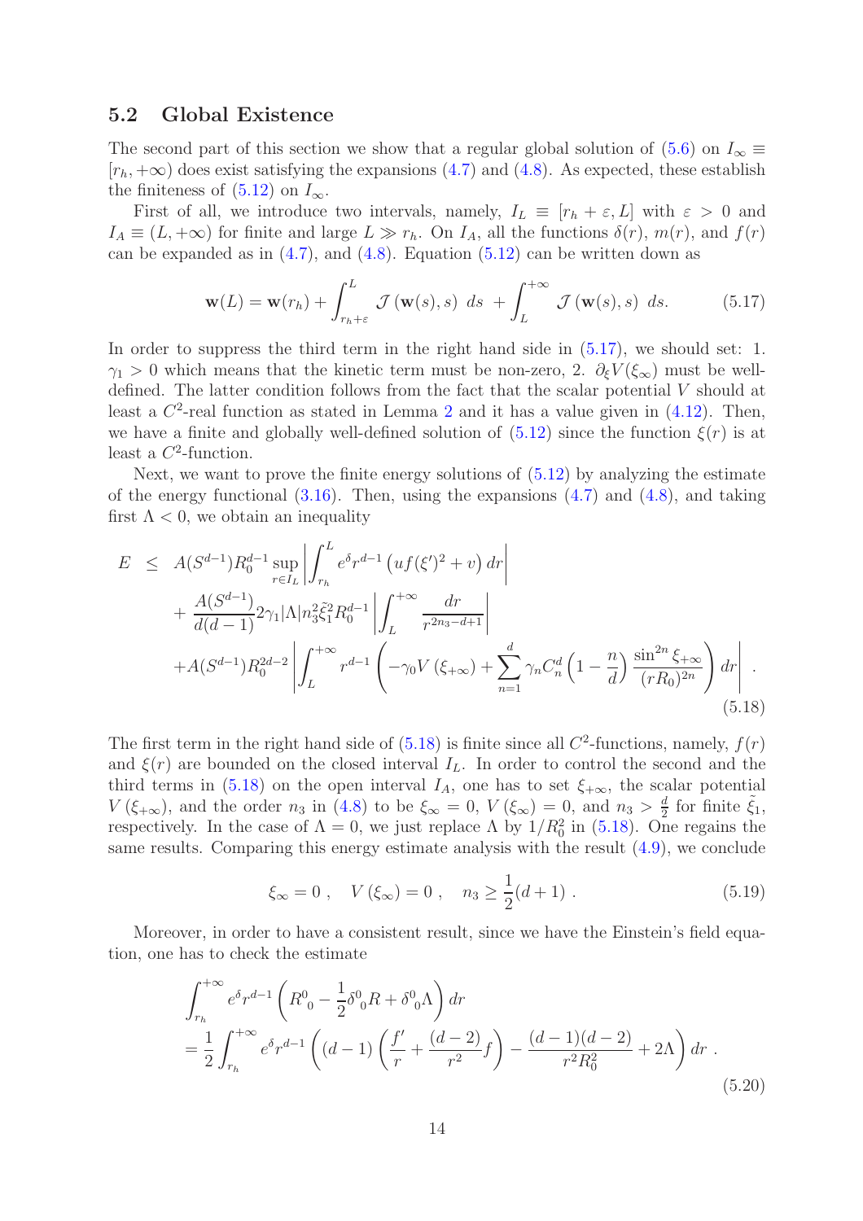## 5.2 Global Existence

The second part of this section we show that a regular global solution of (5.6) on $I_\infty \equiv [r_h, +\infty)$ does exist satisfying the expansions (4.7) and (4.8). As expected, these establish the finiteness of (5.12) on $I_\infty$.

First of all, we introduce two intervals, namely, $I_L \equiv [r_h + \varepsilon, L]$ with $\varepsilon > 0$ and $I_A \equiv (L, +\infty)$ for finite and large $L \gg r_h$. On $I_A$, all the functions $\delta(r)$, $m(r)$, and $f(r)$ can be expanded as in (4.7), and (4.8). Equation (5.12) can be written down as

$$\mathbf{w}(L) = \mathbf{w}(r_h) + \int_{r_h+\varepsilon}^{L} \mathcal{J}\left(\mathbf{w}(s), s\right)\, ds + \int_{L}^{+\infty} \mathcal{J}\left(\mathbf{w}(s), s\right)\, ds. \tag{5.17}$$

In order to suppress the third term in the right hand side in (5.17), we should set: 1. $\gamma_1 > 0$ which means that the kinetic term must be non-zero, 2. $\partial_\xi V(\xi_\infty)$ must be well-defined. The latter condition follows from the fact that the scalar potential $V$ should at least a $C^2$-real function as stated in Lemma 2 and it has a value given in (4.12). Then, we have a finite and globally well-defined solution of (5.12) since the function $\xi(r)$ is at least a $C^2$-function.

Next, we want to prove the finite energy solutions of (5.12) by analyzing the estimate of the energy functional (3.16). Then, using the expansions (4.7) and (4.8), and taking first $\Lambda < 0$, we obtain an inequality

$$\begin{aligned}
E \;\leq\;& A(S^{d-1}) R_0^{d-1} \sup_{r\in I_L} \left| \int_{r_h}^{L} e^{\delta} r^{d-1} \left( u f (\xi')^2 + v \right) dr \right| \\
&+ \frac{A(S^{d-1})}{d(d-1)} 2\gamma_1 |\Lambda| n_3^2 \tilde{\xi}_1^2 R_0^{d-1} \left| \int_{L}^{+\infty} \frac{dr}{r^{2n_3-d+1}} \right| \\
&+ A(S^{d-1}) R_0^{2d-2} \left| \int_{L}^{+\infty} r^{d-1} \left( -\gamma_0 V\left(\xi_{+\infty}\right) + \sum_{n=1}^{d} \gamma_n C_n^d \left(1 - \frac{n}{d}\right) \frac{\sin^{2n} \xi_{+\infty}}{(rR_0)^{2n}} \right) dr \right| .
\end{aligned} \tag{5.18}$$

The first term in the right hand side of (5.18) is finite since all $C^2$-functions, namely, $f(r)$ and $\xi(r)$ are bounded on the closed interval $I_L$. In order to control the second and the third terms in (5.18) on the open interval $I_A$, one has to set $\xi_{+\infty}$, the scalar potential $V(\xi_{+\infty})$, and the order $n_3$ in (4.8) to be $\xi_\infty = 0$, $V(\xi_\infty) = 0$, and $n_3 > \frac{d}{2}$ for finite $\tilde{\xi}_1$, respectively. In the case of $\Lambda = 0$, we just replace $\Lambda$ by $1/R_0^2$ in (5.18). One regains the same results. Comparing this energy estimate analysis with the result (4.9), we conclude

$$\xi_\infty = 0 \;, \quad V\left(\xi_\infty\right) = 0 \;, \quad n_3 \geq \frac{1}{2}(d+1) \;. \tag{5.19}$$

Moreover, in order to have a consistent result, since we have the Einstein's field equation, one has to check the estimate

$$\begin{aligned}
&\int_{r_h}^{+\infty} e^{\delta} r^{d-1} \left( R^0{}_0 - \frac{1}{2}\delta^0{}_0 R + \delta^0{}_0 \Lambda \right) dr \\
&= \frac{1}{2} \int_{r_h}^{+\infty} e^{\delta} r^{d-1} \left( (d-1)\left( \frac{f'}{r} + \frac{(d-2)}{r^2} f \right) - \frac{(d-1)(d-2)}{r^2 R_0^2} + 2\Lambda \right) dr \;.
\end{aligned} \tag{5.20}$$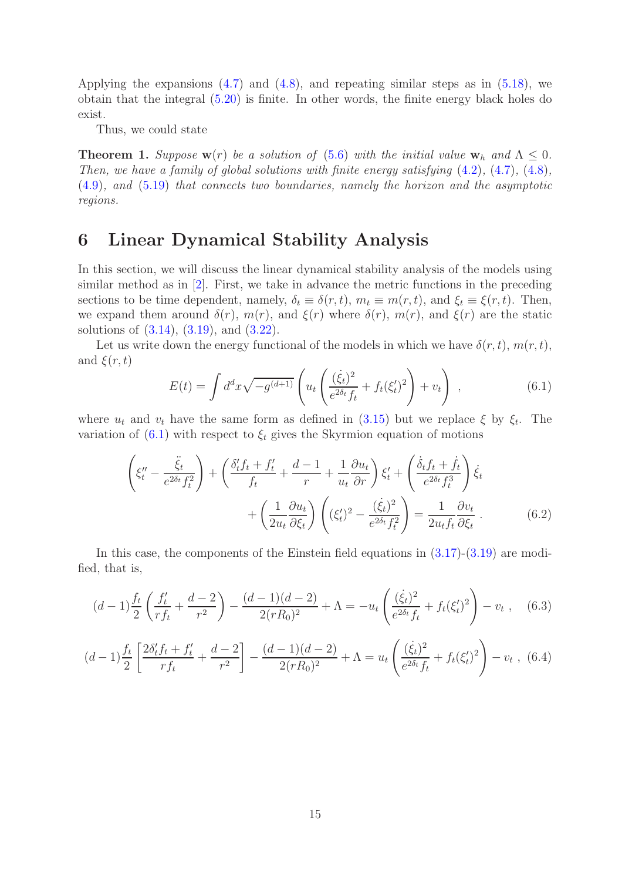Applying the expansions (4.7) and (4.8), and repeating similar steps as in (5.18), we obtain that the integral (5.20) is finite. In other words, the finite energy black holes do exist.

Thus, we could state

**Theorem 1.** *Suppose* $\mathbf{w}(r)$ *be a solution of* (5.6) *with the initial value* $\mathbf{w}_h$ *and* $\Lambda \leq 0$*. Then, we have a family of global solutions with finite energy satisfying* (4.2)*,* (4.7)*,* (4.8)*,* (4.9)*, and* (5.19) *that connects two boundaries, namely the horizon and the asymptotic regions.*

## 6 Linear Dynamical Stability Analysis

In this section, we will discuss the linear dynamical stability analysis of the models using similar method as in [2]. First, we take in advance the metric functions in the preceding sections to be time dependent, namely, $\delta_t \equiv \delta(r,t)$, $m_t \equiv m(r,t)$, and $\xi_t \equiv \xi(r,t)$. Then, we expand them around $\delta(r)$, $m(r)$, and $\xi(r)$ where $\delta(r)$, $m(r)$, and $\xi(r)$ are the static solutions of (3.14), (3.19), and (3.22).

Let us write down the energy functional of the models in which we have $\delta(r,t)$, $m(r,t)$, and $\xi(r,t)$

$$E(t) = \int d^dx \sqrt{-g^{(d+1)}} \left( u_t \left( \frac{(\dot{\xi}_t)^2}{e^{2\delta_t} f_t} + f_t (\xi_t')^2 \right) + v_t \right) \ , \tag{6.1}$$

where $u_t$ and $v_t$ have the same form as defined in (3.15) but we replace $\xi$ by $\xi_t$. The variation of (6.1) with respect to $\xi_t$ gives the Skyrmion equation of motions

$$\left( \xi_t'' - \frac{\ddot{\xi}_t}{e^{2\delta_t} f_t^2} \right) + \left( \frac{\delta_t' f_t + f_t'}{f_t} + \frac{d-1}{r} + \frac{1}{u_t} \frac{\partial u_t}{\partial r} \right) \xi_t' + \left( \frac{\dot{\delta}_t f_t + \dot{f}_t}{e^{2\delta_t} f_t^3} \right) \dot{\xi}_t$$
$$+ \left( \frac{1}{2u_t} \frac{\partial u_t}{\partial \xi_t} \right) \left( (\xi_t')^2 - \frac{(\dot{\xi}_t)^2}{e^{2\delta_t} f_t^2} \right) = \frac{1}{2u_t f_t} \frac{\partial v_t}{\partial \xi_t} \ . \tag{6.2}$$

In this case, the components of the Einstein field equations in (3.17)-(3.19) are modified, that is,

$$(d-1) \frac{f_t}{2} \left( \frac{f_t'}{r f_t} + \frac{d-2}{r^2} \right) - \frac{(d-1)(d-2)}{2(rR_0)^2} + \Lambda = -u_t \left( \frac{(\dot{\xi}_t)^2}{e^{2\delta_t} f_t} + f_t (\xi_t')^2 \right) - v_t \ , \tag{6.3}$$

$$(d-1) \frac{f_t}{2} \left[ \frac{2\delta_t' f_t + f_t'}{r f_t} + \frac{d-2}{r^2} \right] - \frac{(d-1)(d-2)}{2(rR_0)^2} + \Lambda = u_t \left( \frac{(\dot{\xi}_t)^2}{e^{2\delta_t} f_t} + f_t (\xi_t')^2 \right) - v_t \ , \tag{6.4}$$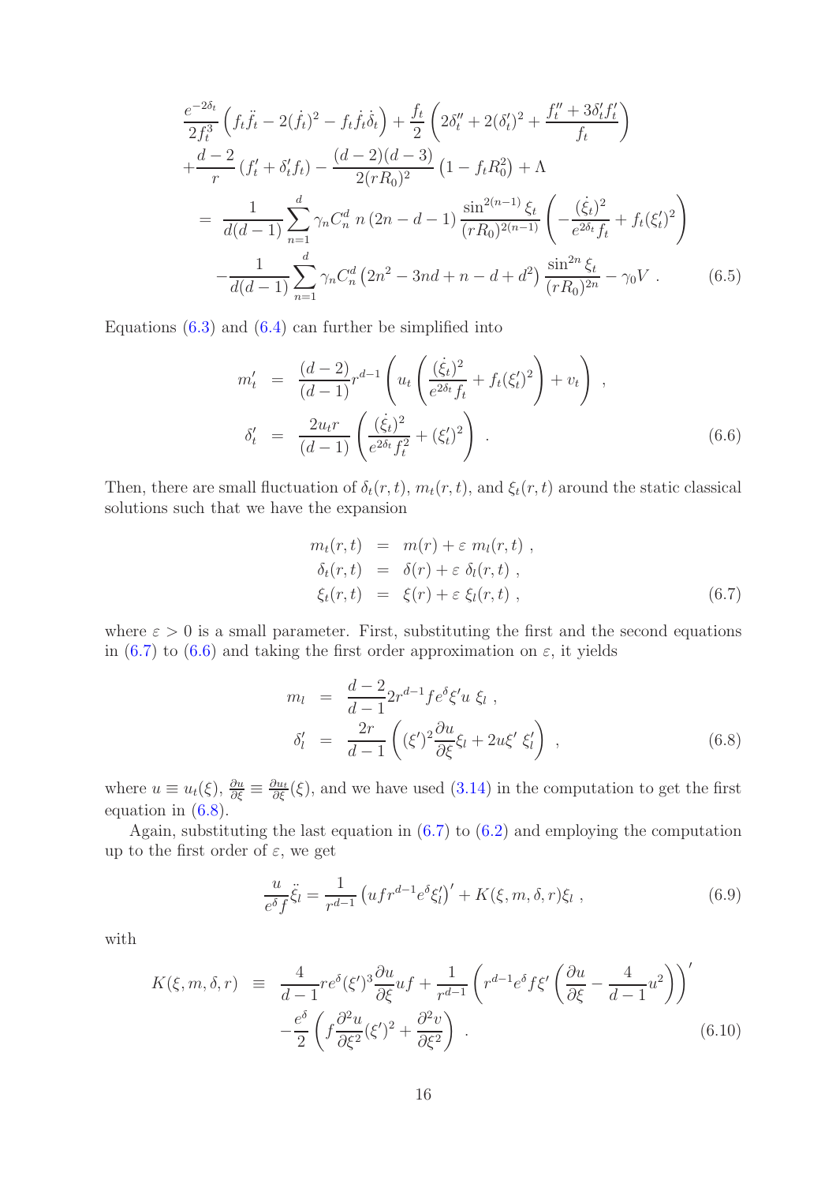$$
\begin{aligned}
&\frac{e^{-2\delta_t}}{2f_t^3}\left(f_t\ddot{f}_t - 2(\dot{f}_t)^2 - f_t\dot{f}_t\dot{\delta}_t\right) + \frac{f_t}{2}\left(2\delta_t'' + 2(\delta_t')^2 + \frac{f_t'' + 3\delta_t' f_t'}{f_t}\right) \\
&+\frac{d-2}{r}\left(f_t' + \delta_t' f_t\right) - \frac{(d-2)(d-3)}{2(rR_0)^2}\left(1 - f_t R_0^2\right) + \Lambda \\
&= \frac{1}{d(d-1)}\sum_{n=1}^{d}\gamma_n C_n^d \, n\left(2n - d - 1\right)\frac{\sin^{2(n-1)}\xi_t}{(rR_0)^{2(n-1)}}\left(-\frac{(\dot{\xi}_t)^2}{e^{2\delta_t}f_t} + f_t(\xi_t')^2\right) \\
&\quad -\frac{1}{d(d-1)}\sum_{n=1}^{d}\gamma_n C_n^d\left(2n^2 - 3nd + n - d + d^2\right)\frac{\sin^{2n}\xi_t}{(rR_0)^{2n}} - \gamma_0 V \ . \qquad (6.5)
\end{aligned}
$$

Equations (6.3) and (6.4) can further be simplified into

$$
\begin{aligned}
m_t' &= \frac{(d-2)}{(d-1)}r^{d-1}\left(u_t\left(\frac{(\dot{\xi}_t)^2}{e^{2\delta_t}f_t} + f_t(\xi_t')^2\right) + v_t\right) \ , \\
\delta_t' &= \frac{2u_t r}{(d-1)}\left(\frac{(\dot{\xi}_t)^2}{e^{2\delta_t}f_t^2} + (\xi_t')^2\right) \ . \qquad (6.6)
\end{aligned}
$$

Then, there are small fluctuation of $\delta_t(r,t)$, $m_t(r,t)$, and $\xi_t(r,t)$ around the static classical solutions such that we have the expansion

$$
\begin{aligned}
m_t(r,t) &= m(r) + \varepsilon\, m_l(r,t) \ , \\
\delta_t(r,t) &= \delta(r) + \varepsilon\, \delta_l(r,t) \ , \\
\xi_t(r,t) &= \xi(r) + \varepsilon\, \xi_l(r,t) \ , \qquad (6.7)
\end{aligned}
$$

where $\varepsilon > 0$ is a small parameter. First, substituting the first and the second equations in (6.7) to (6.6) and taking the first order approximation on $\varepsilon$, it yields

$$
\begin{aligned}
m_l &= \frac{d-2}{d-1}2r^{d-1}fe^{\delta}\xi' u\ \xi_l \ , \\
\delta_l' &= \frac{2r}{d-1}\left((\xi')^2\frac{\partial u}{\partial \xi}\xi_l + 2u\xi'\ \xi_l'\right) \ , \qquad (6.8)
\end{aligned}
$$

where $u \equiv u_t(\xi)$, $\frac{\partial u}{\partial \xi} \equiv \frac{\partial u_t}{\partial \xi}(\xi)$, and we have used (3.14) in the computation to get the first equation in (6.8).

Again, substituting the last equation in (6.7) to (6.2) and employing the computation up to the first order of $\varepsilon$, we get

$$
\frac{u}{e^{\delta}f}\ddot{\xi}_l = \frac{1}{r^{d-1}}\left(ufr^{d-1}e^{\delta}\xi_l'\right)' + K(\xi, m, \delta, r)\xi_l \ , \qquad (6.9)
$$

with

$$
\begin{aligned}
K(\xi, m, \delta, r) \equiv\ & \frac{4}{d-1}re^{\delta}(\xi')^3\frac{\partial u}{\partial \xi}uf + \frac{1}{r^{d-1}}\left(r^{d-1}e^{\delta}f\xi'\left(\frac{\partial u}{\partial \xi} - \frac{4}{d-1}u^2\right)\right)' \\
&-\frac{e^{\delta}}{2}\left(f\frac{\partial^2 u}{\partial \xi^2}(\xi')^2 + \frac{\partial^2 v}{\partial \xi^2}\right) \ . \qquad (6.10)
\end{aligned}
$$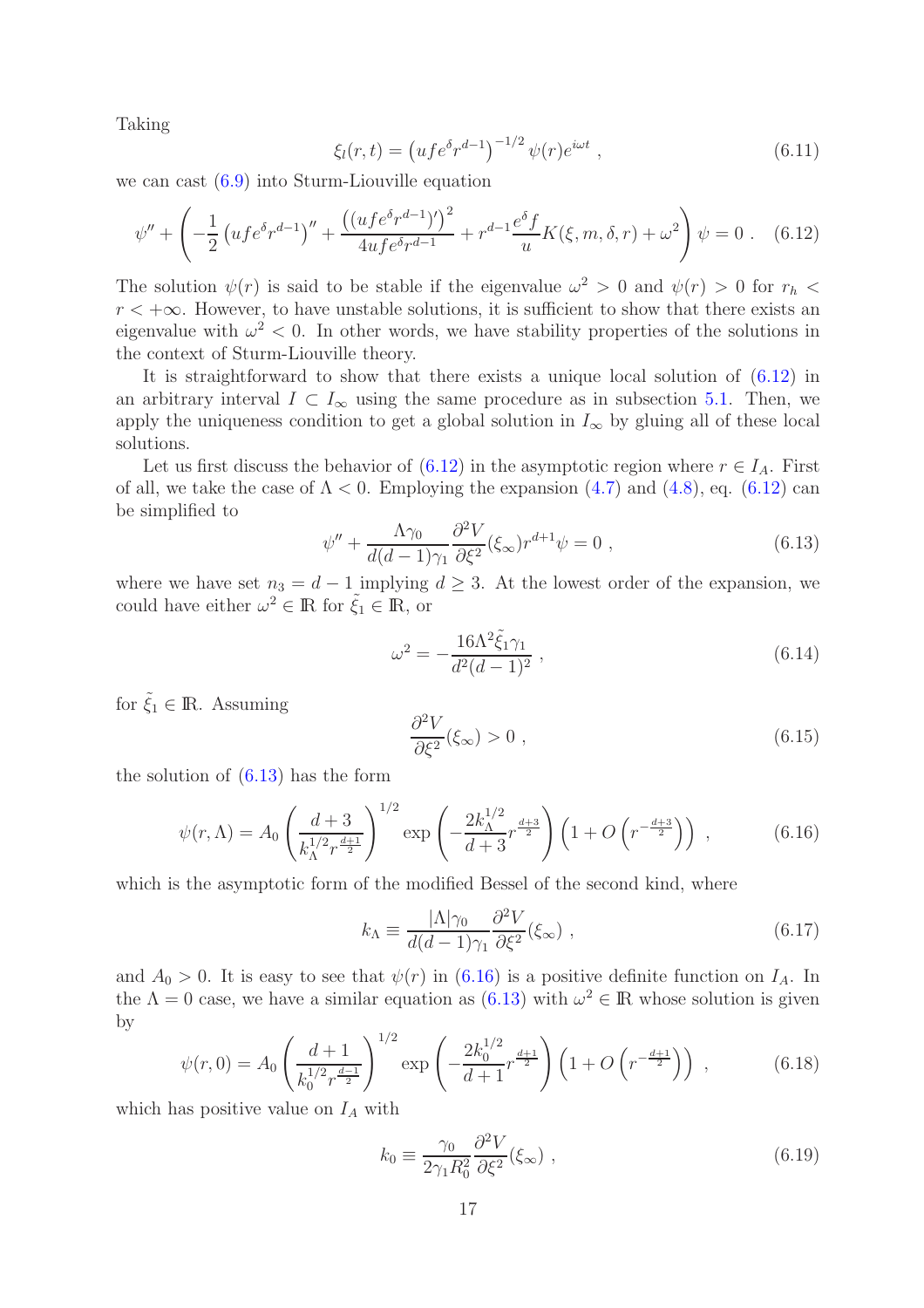Taking

$$\xi_l(r,t) = \left(ufe^{\delta}r^{d-1}\right)^{-1/2}\psi(r)e^{i\omega t} \ , \tag{6.11}$$

we can cast (6.9) into Sturm-Liouville equation

$$\psi'' + \left(-\frac{1}{2}\left(ufe^{\delta}r^{d-1}\right)'' + \frac{\left(\left(ufe^{\delta}r^{d-1}\right)'\right)^2}{4ufe^{\delta}r^{d-1}} + r^{d-1}\frac{e^{\delta}f}{u}K(\xi,m,\delta,r) + \omega^2\right)\psi = 0 \ . \tag{6.12}$$

The solution $\psi(r)$ is said to be stable if the eigenvalue $\omega^2 > 0$ and $\psi(r) > 0$ for $r_h < r < +\infty$. However, to have unstable solutions, it is sufficient to show that there exists an eigenvalue with $\omega^2 < 0$. In other words, we have stability properties of the solutions in the context of Sturm-Liouville theory.

It is straightforward to show that there exists a unique local solution of (6.12) in an arbitrary interval $I \subset I_\infty$ using the same procedure as in subsection 5.1. Then, we apply the uniqueness condition to get a global solution in $I_\infty$ by gluing all of these local solutions.

Let us first discuss the behavior of (6.12) in the asymptotic region where $r \in I_A$. First of all, we take the case of $\Lambda < 0$. Employing the expansion (4.7) and (4.8), eq. (6.12) can be simplified to

$$\psi'' + \frac{\Lambda\gamma_0}{d(d-1)\gamma_1}\frac{\partial^2 V}{\partial\xi^2}(\xi_\infty)r^{d+1}\psi = 0 \ , \tag{6.13}$$

where we have set $n_3 = d-1$ implying $d \geq 3$. At the lowest order of the expansion, we could have either $\omega^2 \in \mathbb{R}$ for $\tilde{\xi}_1 \in \mathbb{R}$, or

$$\omega^2 = -\frac{16\Lambda^2\tilde{\xi}_1\gamma_1}{d^2(d-1)^2} \ , \tag{6.14}$$

for $\tilde{\xi}_1 \in \mathbb{R}$. Assuming

$$\frac{\partial^2 V}{\partial\xi^2}(\xi_\infty) > 0 \ , \tag{6.15}$$

the solution of (6.13) has the form

$$\psi(r,\Lambda) = A_0\left(\frac{d+3}{k_\Lambda^{1/2}r^{\frac{d+1}{2}}}\right)^{1/2}\exp\left(-\frac{2k_\Lambda^{1/2}}{d+3}r^{\frac{d+3}{2}}\right)\left(1 + O\left(r^{-\frac{d+3}{2}}\right)\right) \ , \tag{6.16}$$

which is the asymptotic form of the modified Bessel of the second kind, where

$$k_\Lambda \equiv \frac{|\Lambda|\gamma_0}{d(d-1)\gamma_1}\frac{\partial^2 V}{\partial\xi^2}(\xi_\infty) \ , \tag{6.17}$$

and $A_0 > 0$. It is easy to see that $\psi(r)$ in (6.16) is a positive definite function on $I_A$. In the $\Lambda = 0$ case, we have a similar equation as (6.13) with $\omega^2 \in \mathbb{R}$ whose solution is given by

$$\psi(r,0) = A_0\left(\frac{d+1}{k_0^{1/2}r^{\frac{d-1}{2}}}\right)^{1/2}\exp\left(-\frac{2k_0^{1/2}}{d+1}r^{\frac{d+1}{2}}\right)\left(1 + O\left(r^{-\frac{d+1}{2}}\right)\right) \ , \tag{6.18}$$

which has positive value on $I_A$ with

$$k_0 \equiv \frac{\gamma_0}{2\gamma_1 R_0^2}\frac{\partial^2 V}{\partial\xi^2}(\xi_\infty) \ , \tag{6.19}$$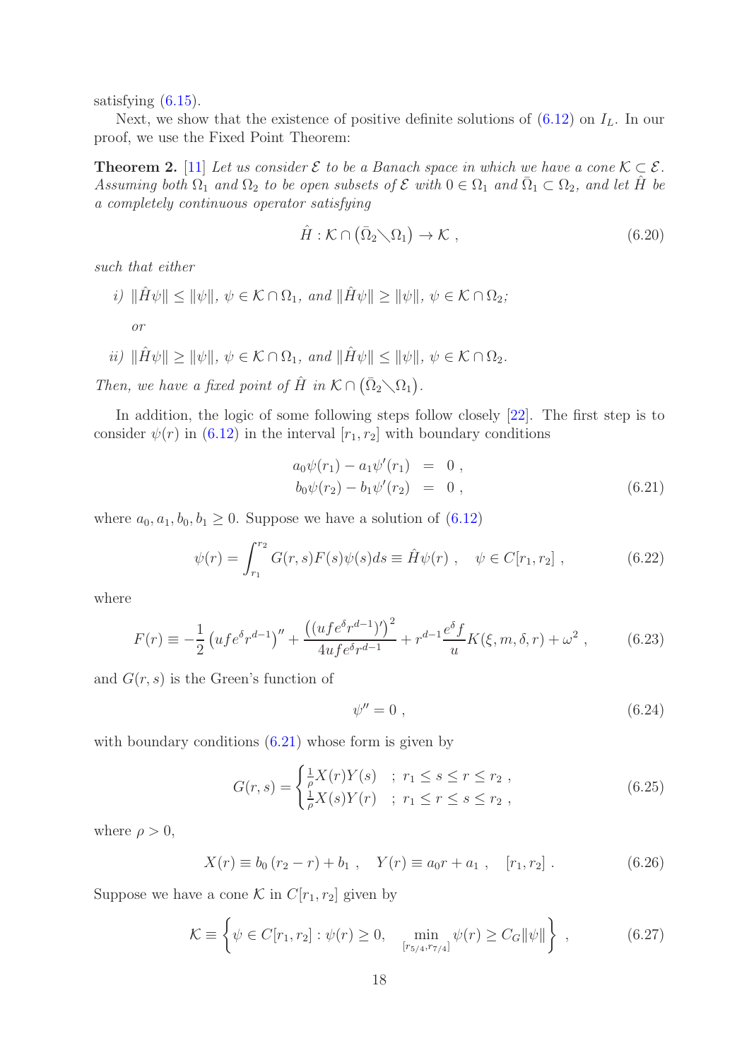satisfying (6.15).

Next, we show that the existence of positive definite solutions of (6.12) on $I_L$. In our proof, we use the Fixed Point Theorem:

**Theorem 2.** [11] *Let us consider $\mathcal{E}$ to be a Banach space in which we have a cone $\mathcal{K} \subset \mathcal{E}$. Assuming both $\Omega_1$ and $\Omega_2$ to be open subsets of $\mathcal{E}$ with $0 \in \Omega_1$ and $\bar{\Omega}_1 \subset \Omega_2$, and let $\hat{H}$ be a completely continuous operator satisfying*

$$
\hat{H} : \mathcal{K} \cap \left(\bar{\Omega}_2 \diagdown \Omega_1\right) \to \mathcal{K} \ , \tag{6.20}
$$

*such that either*

*i)* $\|\hat{H}\psi\| \leq \|\psi\|$, $\psi \in \mathcal{K} \cap \Omega_1$, *and* $\|\hat{H}\psi\| \geq \|\psi\|$, $\psi \in \mathcal{K} \cap \Omega_2$;

*or*

*ii)* $\|\hat{H}\psi\| \geq \|\psi\|$, $\psi \in \mathcal{K} \cap \Omega_1$, *and* $\|\hat{H}\psi\| \leq \|\psi\|$, $\psi \in \mathcal{K} \cap \Omega_2$.

*Then, we have a fixed point of $\hat{H}$ in $\mathcal{K} \cap \left(\bar{\Omega}_2 \diagdown \Omega_1\right)$.*

In addition, the logic of some following steps follow closely [22]. The first step is to consider $\psi(r)$ in (6.12) in the interval $[r_1, r_2]$ with boundary conditions

$$
\begin{aligned}
a_0\psi(r_1) - a_1\psi'(r_1) &= 0 \ , \\
b_0\psi(r_2) - b_1\psi'(r_2) &= 0 \ ,
\end{aligned} \tag{6.21}
$$

where $a_0, a_1, b_0, b_1 \geq 0$. Suppose we have a solution of (6.12)

$$
\psi(r) = \int_{r_1}^{r_2} G(r,s)F(s)\psi(s)ds \equiv \hat{H}\psi(r) \ , \quad \psi \in C[r_1, r_2] \ , \tag{6.22}
$$

where

$$
F(r) \equiv -\frac{1}{2}\left(ufe^{\delta}r^{d-1}\right)'' + \frac{\left((ufe^{\delta}r^{d-1})'\right)^2}{4ufe^{\delta}r^{d-1}} + r^{d-1}\frac{e^{\delta}f}{u}K(\xi, m, \delta, r) + \omega^2 \ , \tag{6.23}
$$

and $G(r,s)$ is the Green's function of

$$
\psi'' = 0 \ , \tag{6.24}
$$

with boundary conditions (6.21) whose form is given by

$$
G(r,s) = \begin{cases} \frac{1}{\rho}X(r)Y(s) & ; \ r_1 \leq s \leq r \leq r_2 \ , \\ \frac{1}{\rho}X(s)Y(r) & ; \ r_1 \leq r \leq s \leq r_2 \ , \end{cases} \tag{6.25}
$$

where $\rho > 0$,

$$
X(r) \equiv b_0\left(r_2 - r\right) + b_1 \ , \quad Y(r) \equiv a_0 r + a_1 \ , \quad [r_1, r_2] \ . \tag{6.26}
$$

Suppose we have a cone $\mathcal{K}$ in $C[r_1, r_2]$ given by

$$
\mathcal{K} \equiv \left\{\psi \in C[r_1, r_2] : \psi(r) \geq 0, \quad \min_{[r_{5/4}, r_{7/4}]} \psi(r) \geq C_G\|\psi\|\right\} \ , \tag{6.27}
$$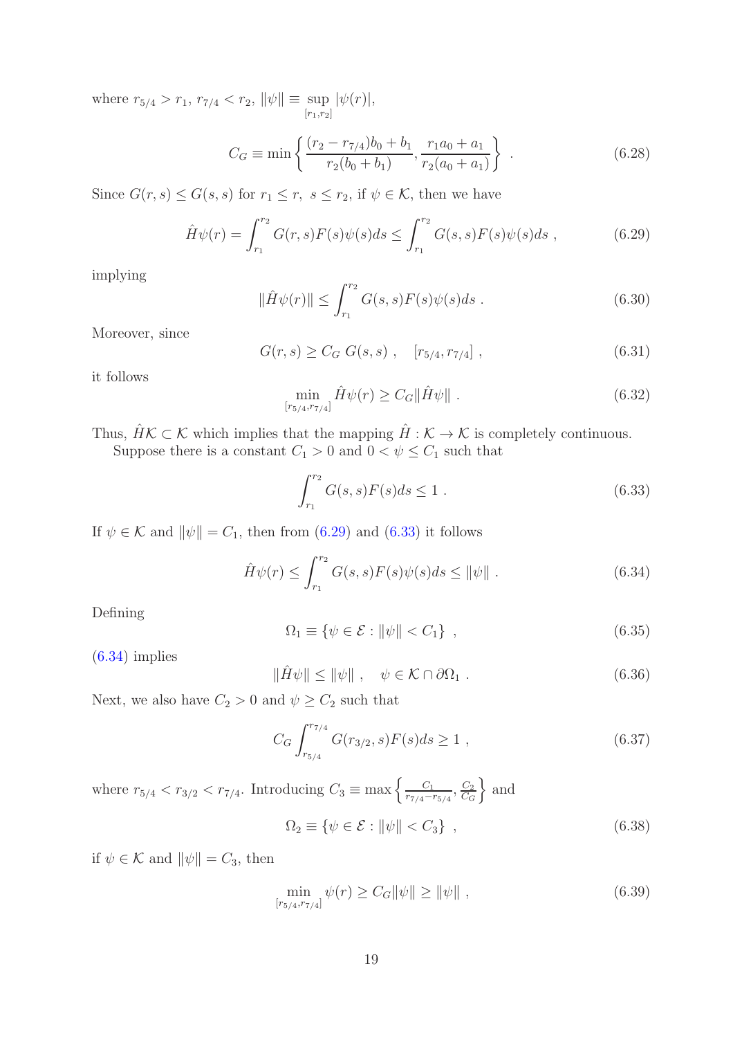where $r_{5/4} > r_1$, $r_{7/4} < r_2$, $\|\psi\| \equiv \sup\limits_{[r_1,r_2]} |\psi(r)|$,

$$C_G \equiv \min\left\{ \frac{(r_2 - r_{7/4})b_0 + b_1}{r_2(b_0 + b_1)}, \frac{r_1 a_0 + a_1}{r_2(a_0 + a_1)} \right\} \ . \tag{6.28}$$

Since $G(r,s) \leq G(s,s)$ for $r_1 \leq r,\ s \leq r_2$, if $\psi \in \mathcal{K}$, then we have

$$\hat{H}\psi(r) = \int_{r_1}^{r_2} G(r,s)F(s)\psi(s)ds \leq \int_{r_1}^{r_2} G(s,s)F(s)\psi(s)ds \ , \tag{6.29}$$

implying

$$\|\hat{H}\psi(r)\| \leq \int_{r_1}^{r_2} G(s,s)F(s)\psi(s)ds \ . \tag{6.30}$$

Moreover, since

$$G(r,s) \geq C_G \ G(s,s) \ , \quad [r_{5/4}, r_{7/4}] \ , \tag{6.31}$$

it follows

$$\min_{[r_{5/4}, r_{7/4}]} \hat{H}\psi(r) \geq C_G \|\hat{H}\psi\| \ . \tag{6.32}$$

Thus, $\hat{H}\mathcal{K} \subset \mathcal{K}$ which implies that the mapping $\hat{H} : \mathcal{K} \to \mathcal{K}$ is completely continuous.

Suppose there is a constant $C_1 > 0$ and $0 < \psi \leq C_1$ such that

$$\int_{r_1}^{r_2} G(s,s)F(s)ds \leq 1 \ . \tag{6.33}$$

If $\psi \in \mathcal{K}$ and $\|\psi\| = C_1$, then from (6.29) and (6.33) it follows

$$\hat{H}\psi(r) \leq \int_{r_1}^{r_2} G(s,s)F(s)\psi(s)ds \leq \|\psi\| \ . \tag{6.34}$$

Defining

$$\Omega_1 \equiv \{\psi \in \mathcal{E} : \|\psi\| < C_1\} \ , \tag{6.35}$$

(6.34) implies

$$\|\hat{H}\psi\| \leq \|\psi\| \ , \quad \psi \in \mathcal{K} \cap \partial\Omega_1 \ . \tag{6.36}$$

Next, we also have $C_2 > 0$ and $\psi \geq C_2$ such that

$$C_G \int_{r_{5/4}}^{r_{7/4}} G(r_{3/2}, s)F(s)ds \geq 1 \ , \tag{6.37}$$

where $r_{5/4} < r_{3/2} < r_{7/4}$. Introducing $C_3 \equiv \max\left\{ \frac{C_1}{r_{7/4} - r_{5/4}}, \frac{C_2}{C_G} \right\}$ and

$$\Omega_2 \equiv \{\psi \in \mathcal{E} : \|\psi\| < C_3\} \ , \tag{6.38}$$

if $\psi \in \mathcal{K}$ and $\|\psi\| = C_3$, then

$$\min_{[r_{5/4}, r_{7/4}]} \psi(r) \geq C_G \|\psi\| \geq \|\psi\| \ , \tag{6.39}$$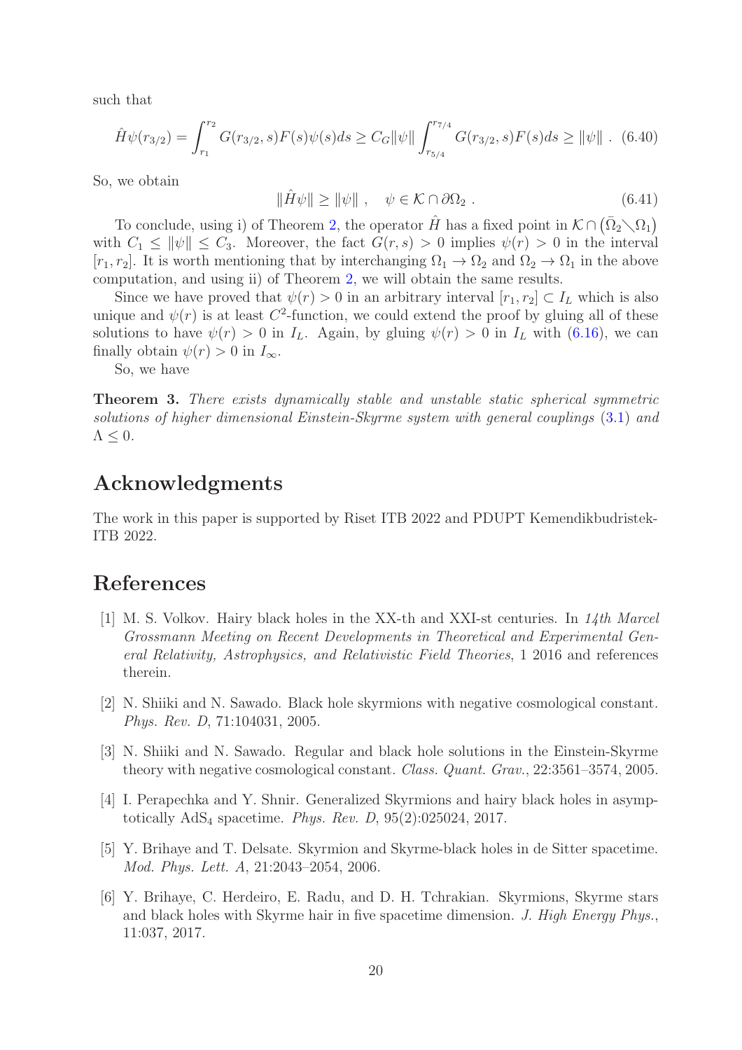such that

$$\hat{H}\psi(r_{3/2}) = \int_{r_1}^{r_2} G(r_{3/2}, s)F(s)\psi(s)ds \geq C_G\|\psi\| \int_{r_{5/4}}^{r_{7/4}} G(r_{3/2}, s)F(s)ds \geq \|\psi\| \ . \quad (6.40)$$

So, we obtain

$$\|\hat{H}\psi\| \geq \|\psi\| \ , \quad \psi \in \mathcal{K} \cap \partial\Omega_2 \ . \quad (6.41)$$

To conclude, using i) of Theorem 2, the operator $\hat{H}$ has a fixed point in $\mathcal{K} \cap (\bar{\Omega}_2 \diagdown \Omega_1)$ with $C_1 \leq \|\psi\| \leq C_3$. Moreover, the fact $G(r,s) > 0$ implies $\psi(r) > 0$ in the interval $[r_1, r_2]$. It is worth mentioning that by interchanging $\Omega_1 \to \Omega_2$ and $\Omega_2 \to \Omega_1$ in the above computation, and using ii) of Theorem 2, we will obtain the same results.

Since we have proved that $\psi(r) > 0$ in an arbitrary interval $[r_1, r_2] \subset I_L$ which is also unique and $\psi(r)$ is at least $C^2$-function, we could extend the proof by gluing all of these solutions to have $\psi(r) > 0$ in $I_L$. Again, by gluing $\psi(r) > 0$ in $I_L$ with (6.16), we can finally obtain $\psi(r) > 0$ in $I_\infty$.

So, we have

**Theorem 3.** *There exists dynamically stable and unstable static spherical symmetric solutions of higher dimensional Einstein-Skyrme system with general couplings* (3.1) *and* $\Lambda \leq 0$.

## Acknowledgments

The work in this paper is supported by Riset ITB 2022 and PDUPT Kemendikbudristek-ITB 2022.

## References

[1] M. S. Volkov. Hairy black holes in the XX-th and XXI-st centuries. In *14th Marcel Grossmann Meeting on Recent Developments in Theoretical and Experimental General Relativity, Astrophysics, and Relativistic Field Theories*, 1 2016 and references therein.

[2] N. Shiiki and N. Sawado. Black hole skyrmions with negative cosmological constant. *Phys. Rev. D*, 71:104031, 2005.

[3] N. Shiiki and N. Sawado. Regular and black hole solutions in the Einstein-Skyrme theory with negative cosmological constant. *Class. Quant. Grav.*, 22:3561–3574, 2005.

[4] I. Perapechka and Y. Shnir. Generalized Skyrmions and hairy black holes in asymptotically AdS$_4$ spacetime. *Phys. Rev. D*, 95(2):025024, 2017.

[5] Y. Brihaye and T. Delsate. Skyrmion and Skyrme-black holes in de Sitter spacetime. *Mod. Phys. Lett. A*, 21:2043–2054, 2006.

[6] Y. Brihaye, C. Herdeiro, E. Radu, and D. H. Tchrakian. Skyrmions, Skyrme stars and black holes with Skyrme hair in five spacetime dimension. *J. High Energy Phys.*, 11:037, 2017.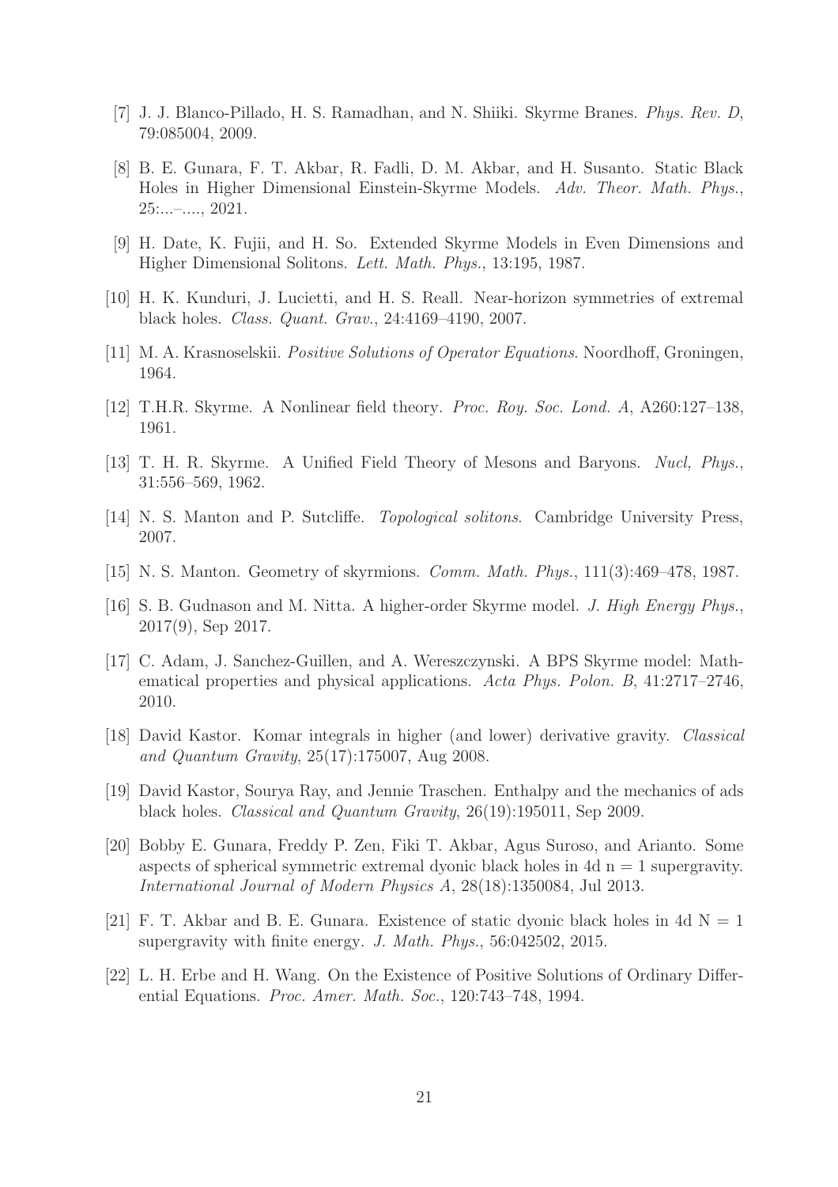[7] J. J. Blanco-Pillado, H. S. Ramadhan, and N. Shiiki. Skyrme Branes. *Phys. Rev. D*, 79:085004, 2009.

[8] B. E. Gunara, F. T. Akbar, R. Fadli, D. M. Akbar, and H. Susanto. Static Black Holes in Higher Dimensional Einstein-Skyrme Models. *Adv. Theor. Math. Phys.*, 25:...–...., 2021.

[9] H. Date, K. Fujii, and H. So. Extended Skyrme Models in Even Dimensions and Higher Dimensional Solitons. *Lett. Math. Phys.*, 13:195, 1987.

[10] H. K. Kunduri, J. Lucietti, and H. S. Reall. Near-horizon symmetries of extremal black holes. *Class. Quant. Grav.*, 24:4169–4190, 2007.

[11] M. A. Krasnoselskii. *Positive Solutions of Operator Equations*. Noordhoff, Groningen, 1964.

[12] T.H.R. Skyrme. A Nonlinear field theory. *Proc. Roy. Soc. Lond. A*, A260:127–138, 1961.

[13] T. H. R. Skyrme. A Unified Field Theory of Mesons and Baryons. *Nucl, Phys.*, 31:556–569, 1962.

[14] N. S. Manton and P. Sutcliffe. *Topological solitons*. Cambridge University Press, 2007.

[15] N. S. Manton. Geometry of skyrmions. *Comm. Math. Phys.*, 111(3):469–478, 1987.

[16] S. B. Gudnason and M. Nitta. A higher-order Skyrme model. *J. High Energy Phys.*, 2017(9), Sep 2017.

[17] C. Adam, J. Sanchez-Guillen, and A. Wereszczynski. A BPS Skyrme model: Mathematical properties and physical applications. *Acta Phys. Polon. B*, 41:2717–2746, 2010.

[18] David Kastor. Komar integrals in higher (and lower) derivative gravity. *Classical and Quantum Gravity*, 25(17):175007, Aug 2008.

[19] David Kastor, Sourya Ray, and Jennie Traschen. Enthalpy and the mechanics of ads black holes. *Classical and Quantum Gravity*, 26(19):195011, Sep 2009.

[20] Bobby E. Gunara, Freddy P. Zen, Fiki T. Akbar, Agus Suroso, and Arianto. Some aspects of spherical symmetric extremal dyonic black holes in 4d n = 1 supergravity. *International Journal of Modern Physics A*, 28(18):1350084, Jul 2013.

[21] F. T. Akbar and B. E. Gunara. Existence of static dyonic black holes in 4d N = 1 supergravity with finite energy. *J. Math. Phys.*, 56:042502, 2015.

[22] L. H. Erbe and H. Wang. On the Existence of Positive Solutions of Ordinary Differential Equations. *Proc. Amer. Math. Soc.*, 120:743–748, 1994.